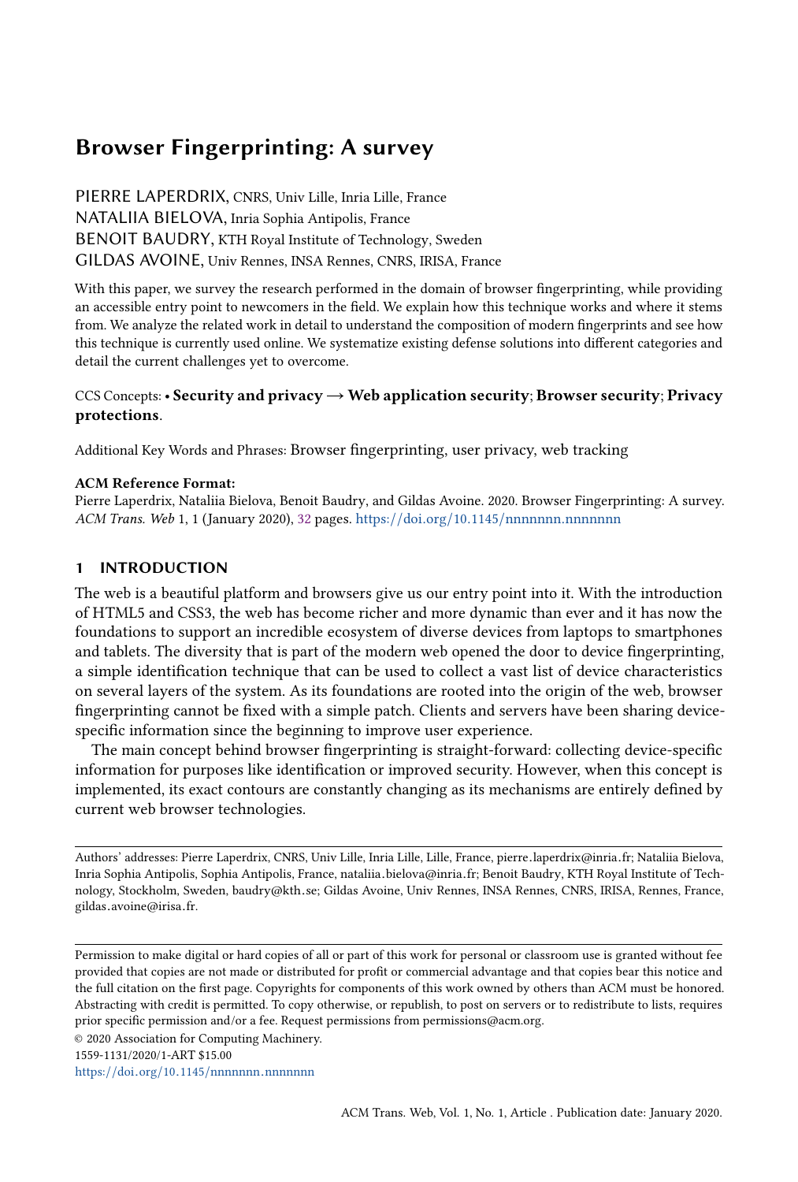# Browser Fingerprinting: A survey

PIERRE LAPERDRIX, CNRS, Univ Lille, Inria Lille, France
NATALIIA BIELOVA, Inria Sophia Antipolis, France
BENOIT BAUDRY, KTH Royal Institute of Technology, Sweden
GILDAS AVOINE, Univ Rennes, INSA Rennes, CNRS, IRISA, France

With this paper, we survey the research performed in the domain of browser fingerprinting, while providing an accessible entry point to newcomers in the field. We explain how this technique works and where it stems from. We analyze the related work in detail to understand the composition of modern fingerprints and see how this technique is currently used online. We systematize existing defense solutions into different categories and detail the current challenges yet to overcome.

CCS Concepts: • **Security and privacy → Web application security**; **Browser security**; **Privacy protections**.

Additional Key Words and Phrases: Browser fingerprinting, user privacy, web tracking

**ACM Reference Format:**
Pierre Laperdrix, Nataliia Bielova, Benoit Baudry, and Gildas Avoine. 2020. Browser Fingerprinting: A survey. *ACM Trans. Web* 1, 1 (January 2020), 32 pages. https://doi.org/10.1145/nnnnnnn.nnnnnnn

## 1 INTRODUCTION

The web is a beautiful platform and browsers give us our entry point into it. With the introduction of HTML5 and CSS3, the web has become richer and more dynamic than ever and it has now the foundations to support an incredible ecosystem of diverse devices from laptops to smartphones and tablets. The diversity that is part of the modern web opened the door to device fingerprinting, a simple identification technique that can be used to collect a vast list of device characteristics on several layers of the system. As its foundations are rooted into the origin of the web, browser fingerprinting cannot be fixed with a simple patch. Clients and servers have been sharing device-specific information since the beginning to improve user experience.

The main concept behind browser fingerprinting is straight-forward: collecting device-specific information for purposes like identification or improved security. However, when this concept is implemented, its exact contours are constantly changing as its mechanisms are entirely defined by current web browser technologies.

Authors' addresses: Pierre Laperdrix, CNRS, Univ Lille, Inria Lille, Lille, France, pierre.laperdrix@inria.fr; Nataliia Bielova, Inria Sophia Antipolis, Sophia Antipolis, France, nataliia.bielova@inria.fr; Benoit Baudry, KTH Royal Institute of Technology, Stockholm, Sweden, baudry@kth.se; Gildas Avoine, Univ Rennes, INSA Rennes, CNRS, IRISA, Rennes, France, gildas.avoine@irisa.fr.

Permission to make digital or hard copies of all or part of this work for personal or classroom use is granted without fee provided that copies are not made or distributed for profit or commercial advantage and that copies bear this notice and the full citation on the first page. Copyrights for components of this work owned by others than ACM must be honored. Abstracting with credit is permitted. To copy otherwise, or republish, to post on servers or to redistribute to lists, requires prior specific permission and/or a fee. Request permissions from permissions@acm.org.

© 2020 Association for Computing Machinery.
1559-1131/2020/1-ART $15.00
https://doi.org/10.1145/nnnnnnn.nnnnnnn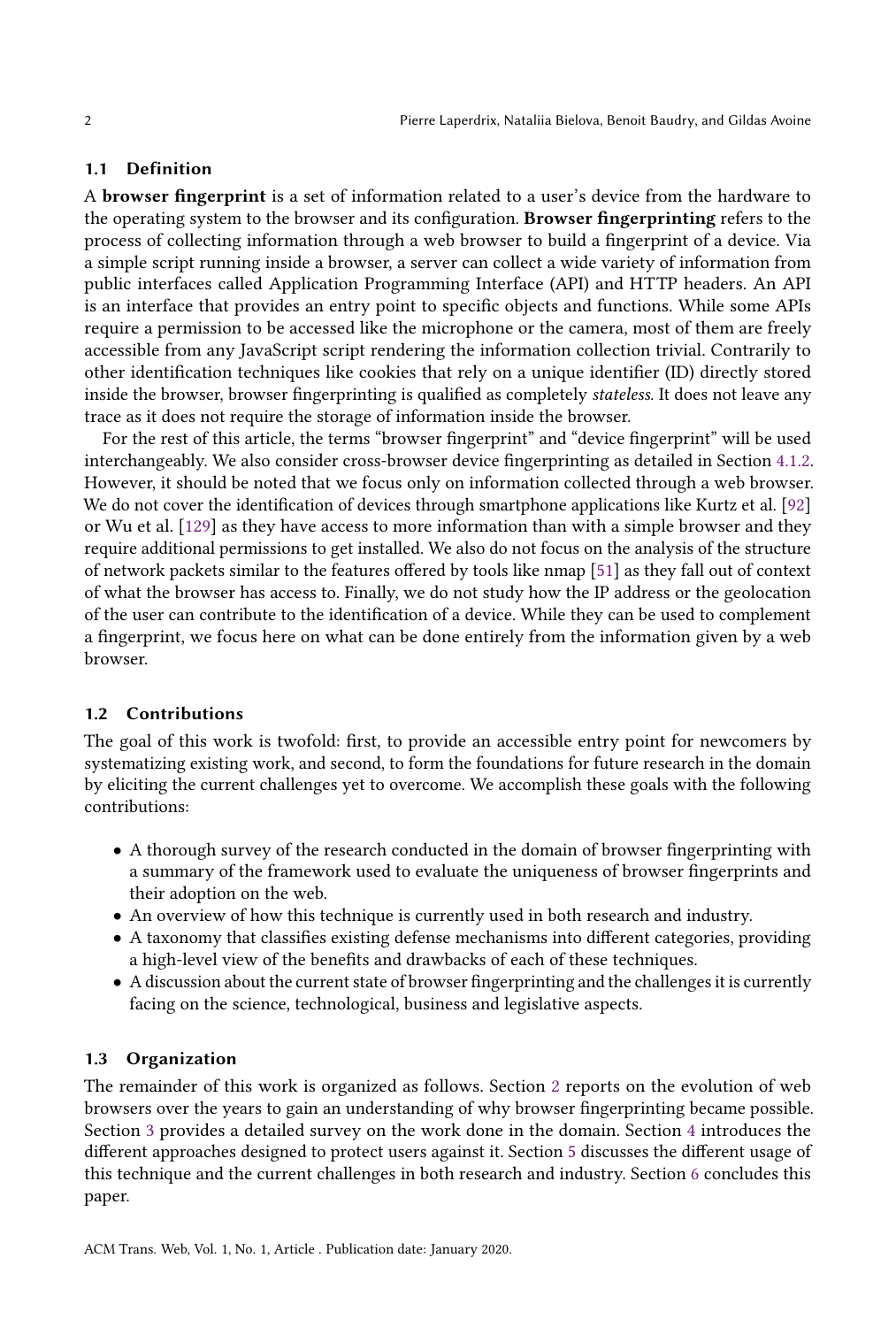### 1.1 Definition

A **browser fingerprint** is a set of information related to a user's device from the hardware to the operating system to the browser and its configuration. **Browser fingerprinting** refers to the process of collecting information through a web browser to build a fingerprint of a device. Via a simple script running inside a browser, a server can collect a wide variety of information from public interfaces called Application Programming Interface (API) and HTTP headers. An API is an interface that provides an entry point to specific objects and functions. While some APIs require a permission to be accessed like the microphone or the camera, most of them are freely accessible from any JavaScript script rendering the information collection trivial. Contrarily to other identification techniques like cookies that rely on a unique identifier (ID) directly stored inside the browser, browser fingerprinting is qualified as completely *stateless*. It does not leave any trace as it does not require the storage of information inside the browser.

For the rest of this article, the terms "browser fingerprint" and "device fingerprint" will be used interchangeably. We also consider cross-browser device fingerprinting as detailed in Section 4.1.2. However, it should be noted that we focus only on information collected through a web browser. We do not cover the identification of devices through smartphone applications like Kurtz et al. [92] or Wu et al. [129] as they have access to more information than with a simple browser and they require additional permissions to get installed. We also do not focus on the analysis of the structure of network packets similar to the features offered by tools like nmap [51] as they fall out of context of what the browser has access to. Finally, we do not study how the IP address or the geolocation of the user can contribute to the identification of a device. While they can be used to complement a fingerprint, we focus here on what can be done entirely from the information given by a web browser.

### 1.2 Contributions

The goal of this work is twofold: first, to provide an accessible entry point for newcomers by systematizing existing work, and second, to form the foundations for future research in the domain by eliciting the current challenges yet to overcome. We accomplish these goals with the following contributions:

- A thorough survey of the research conducted in the domain of browser fingerprinting with a summary of the framework used to evaluate the uniqueness of browser fingerprints and their adoption on the web.
- An overview of how this technique is currently used in both research and industry.
- A taxonomy that classifies existing defense mechanisms into different categories, providing a high-level view of the benefits and drawbacks of each of these techniques.
- A discussion about the current state of browser fingerprinting and the challenges it is currently facing on the science, technological, business and legislative aspects.

### 1.3 Organization

The remainder of this work is organized as follows. Section 2 reports on the evolution of web browsers over the years to gain an understanding of why browser fingerprinting became possible. Section 3 provides a detailed survey on the work done in the domain. Section 4 introduces the different approaches designed to protect users against it. Section 5 discusses the different usage of this technique and the current challenges in both research and industry. Section 6 concludes this paper.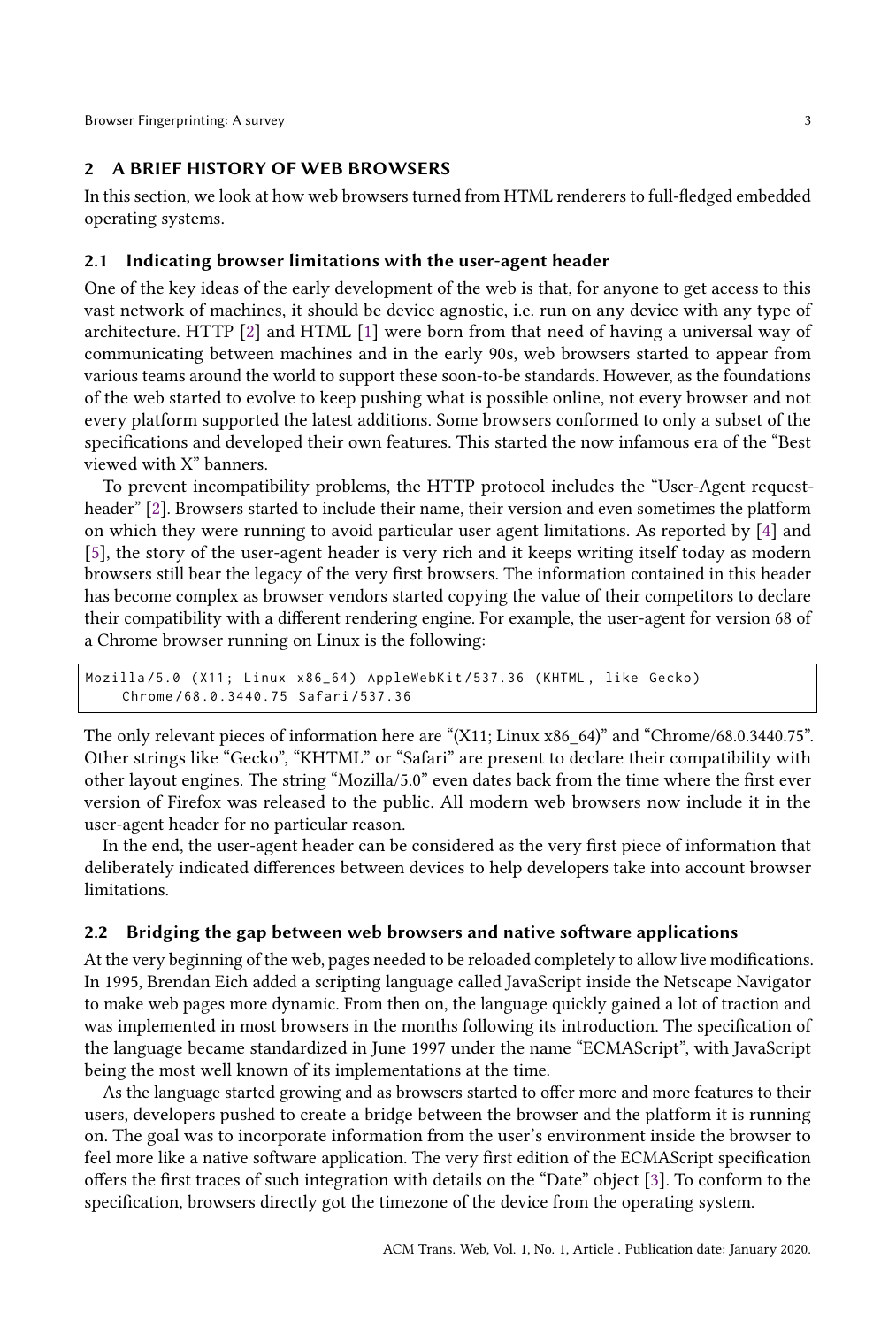## 2 A BRIEF HISTORY OF WEB BROWSERS

In this section, we look at how web browsers turned from HTML renderers to full-fledged embedded operating systems.

### 2.1 Indicating browser limitations with the user-agent header

One of the key ideas of the early development of the web is that, for anyone to get access to this vast network of machines, it should be device agnostic, i.e. run on any device with any type of architecture. HTTP [2] and HTML [1] were born from that need of having a universal way of communicating between machines and in the early 90s, web browsers started to appear from various teams around the world to support these soon-to-be standards. However, as the foundations of the web started to evolve to keep pushing what is possible online, not every browser and not every platform supported the latest additions. Some browsers conformed to only a subset of the specifications and developed their own features. This started the now infamous era of the "Best viewed with X" banners.

To prevent incompatibility problems, the HTTP protocol includes the "User-Agent request-header" [2]. Browsers started to include their name, their version and even sometimes the platform on which they were running to avoid particular user agent limitations. As reported by [4] and [5], the story of the user-agent header is very rich and it keeps writing itself today as modern browsers still bear the legacy of the very first browsers. The information contained in this header has become complex as browser vendors started copying the value of their competitors to declare their compatibility with a different rendering engine. For example, the user-agent for version 68 of a Chrome browser running on Linux is the following:

```
Mozilla/5.0 (X11; Linux x86_64) AppleWebKit/537.36 (KHTML, like Gecko)
    Chrome/68.0.3440.75 Safari/537.36
```

The only relevant pieces of information here are "(X11; Linux x86_64)" and "Chrome/68.0.3440.75". Other strings like "Gecko", "KHTML" or "Safari" are present to declare their compatibility with other layout engines. The string "Mozilla/5.0" even dates back from the time where the first ever version of Firefox was released to the public. All modern web browsers now include it in the user-agent header for no particular reason.

In the end, the user-agent header can be considered as the very first piece of information that deliberately indicated differences between devices to help developers take into account browser limitations.

### 2.2 Bridging the gap between web browsers and native software applications

At the very beginning of the web, pages needed to be reloaded completely to allow live modifications. In 1995, Brendan Eich added a scripting language called JavaScript inside the Netscape Navigator to make web pages more dynamic. From then on, the language quickly gained a lot of traction and was implemented in most browsers in the months following its introduction. The specification of the language became standardized in June 1997 under the name "ECMAScript", with JavaScript being the most well known of its implementations at the time.

As the language started growing and as browsers started to offer more and more features to their users, developers pushed to create a bridge between the browser and the platform it is running on. The goal was to incorporate information from the user's environment inside the browser to feel more like a native software application. The very first edition of the ECMAScript specification offers the first traces of such integration with details on the "Date" object [3]. To conform to the specification, browsers directly got the timezone of the device from the operating system.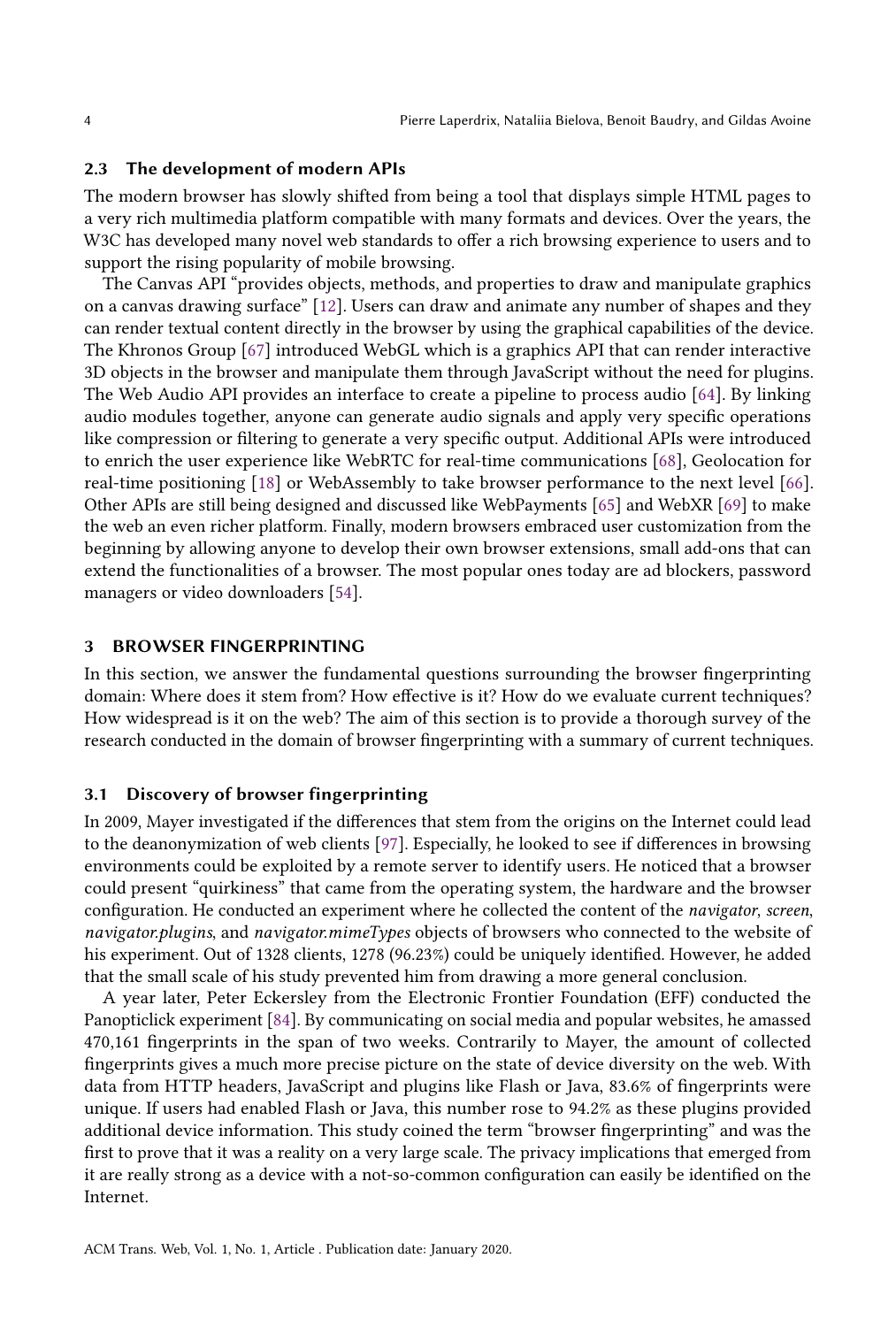### 2.3 The development of modern APIs

The modern browser has slowly shifted from being a tool that displays simple HTML pages to a very rich multimedia platform compatible with many formats and devices. Over the years, the W3C has developed many novel web standards to offer a rich browsing experience to users and to support the rising popularity of mobile browsing.

The Canvas API "provides objects, methods, and properties to draw and manipulate graphics on a canvas drawing surface" [12]. Users can draw and animate any number of shapes and they can render textual content directly in the browser by using the graphical capabilities of the device. The Khronos Group [67] introduced WebGL which is a graphics API that can render interactive 3D objects in the browser and manipulate them through JavaScript without the need for plugins. The Web Audio API provides an interface to create a pipeline to process audio [64]. By linking audio modules together, anyone can generate audio signals and apply very specific operations like compression or filtering to generate a very specific output. Additional APIs were introduced to enrich the user experience like WebRTC for real-time communications [68], Geolocation for real-time positioning [18] or WebAssembly to take browser performance to the next level [66]. Other APIs are still being designed and discussed like WebPayments [65] and WebXR [69] to make the web an even richer platform. Finally, modern browsers embraced user customization from the beginning by allowing anyone to develop their own browser extensions, small add-ons that can extend the functionalities of a browser. The most popular ones today are ad blockers, password managers or video downloaders [54].

## 3 BROWSER FINGERPRINTING

In this section, we answer the fundamental questions surrounding the browser fingerprinting domain: Where does it stem from? How effective is it? How do we evaluate current techniques? How widespread is it on the web? The aim of this section is to provide a thorough survey of the research conducted in the domain of browser fingerprinting with a summary of current techniques.

### 3.1 Discovery of browser fingerprinting

In 2009, Mayer investigated if the differences that stem from the origins on the Internet could lead to the deanonymization of web clients [97]. Especially, he looked to see if differences in browsing environments could be exploited by a remote server to identify users. He noticed that a browser could present "quirkiness" that came from the operating system, the hardware and the browser configuration. He conducted an experiment where he collected the content of the *navigator*, *screen*, *navigator.plugins*, and *navigator.mimeTypes* objects of browsers who connected to the website of his experiment. Out of 1328 clients, 1278 (96.23%) could be uniquely identified. However, he added that the small scale of his study prevented him from drawing a more general conclusion.

A year later, Peter Eckersley from the Electronic Frontier Foundation (EFF) conducted the Panopticlick experiment [84]. By communicating on social media and popular websites, he amassed 470,161 fingerprints in the span of two weeks. Contrarily to Mayer, the amount of collected fingerprints gives a much more precise picture on the state of device diversity on the web. With data from HTTP headers, JavaScript and plugins like Flash or Java, 83.6% of fingerprints were unique. If users had enabled Flash or Java, this number rose to 94.2% as these plugins provided additional device information. This study coined the term "browser fingerprinting" and was the first to prove that it was a reality on a very large scale. The privacy implications that emerged from it are really strong as a device with a not-so-common configuration can easily be identified on the Internet.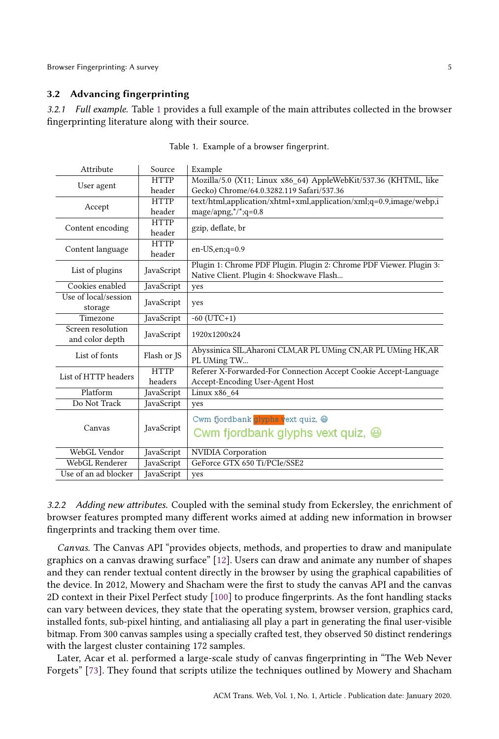### 3.2 Advancing fingerprinting

*3.2.1 Full example.* Table 1 provides a full example of the main attributes collected in the browser fingerprinting literature along with their source.

Table 1. Example of a browser fingerprint.

| Attribute | Source | Example |
|---|---|---|
| User agent | HTTP header | Mozilla/5.0 (X11; Linux x86_64) AppleWebKit/537.36 (KHTML, like Gecko) Chrome/64.0.3282.119 Safari/537.36 |
| Accept | HTTP header | text/html,application/xhtml+xml,application/xml;q=0.9,image/webp,image/apng,*/*;q=0.8 |
| Content encoding | HTTP header | gzip, deflate, br |
| Content language | HTTP header | en-US,en;q=0.9 |
| List of plugins | JavaScript | Plugin 1: Chrome PDF Plugin. Plugin 2: Chrome PDF Viewer. Plugin 3: Native Client. Plugin 4: Shockwave Flash... |
| Cookies enabled | JavaScript | yes |
| Use of local/session storage | JavaScript | yes |
| Timezone | JavaScript | -60 (UTC+1) |
| Screen resolution and color depth | JavaScript | 1920x1200x24 |
| List of fonts | Flash or JS | Abyssinica SIL,Aharoni CLM,AR PL UMing CN,AR PL UMing HK,AR PL UMing TW... |
| List of HTTP headers | HTTP headers | Referer X-Forwarded-For Connection Accept Cookie Accept-Language Accept-Encoding User-Agent Host |
| Platform | JavaScript | Linux x86_64 |
| Do Not Track | JavaScript | yes |
| Canvas | JavaScript | Cwm fjordbank glyphs vext quiz, 😃 Cwm fjordbank glyphs vext quiz, 😃 |
| WebGL Vendor | JavaScript | NVIDIA Corporation |
| WebGL Renderer | JavaScript | GeForce GTX 650 Ti/PCIe/SSE2 |
| Use of an ad blocker | JavaScript | yes |

*3.2.2 Adding new attributes.* Coupled with the seminal study from Eckersley, the enrichment of browser features prompted many different works aimed at adding new information in browser fingerprints and tracking them over time.

*Canvas.* The Canvas API "provides objects, methods, and properties to draw and manipulate graphics on a canvas drawing surface" [12]. Users can draw and animate any number of shapes and they can render textual content directly in the browser by using the graphical capabilities of the device. In 2012, Mowery and Shacham were the first to study the canvas API and the canvas 2D context in their Pixel Perfect study [100] to produce fingerprints. As the font handling stacks can vary between devices, they state that the operating system, browser version, graphics card, installed fonts, sub-pixel hinting, and antialiasing all play a part in generating the final user-visible bitmap. From 300 canvas samples using a specially crafted test, they observed 50 distinct renderings with the largest cluster containing 172 samples.

Later, Acar et al. performed a large-scale study of canvas fingerprinting in "The Web Never Forgets" [73]. They found that scripts utilize the techniques outlined by Mowery and Shacham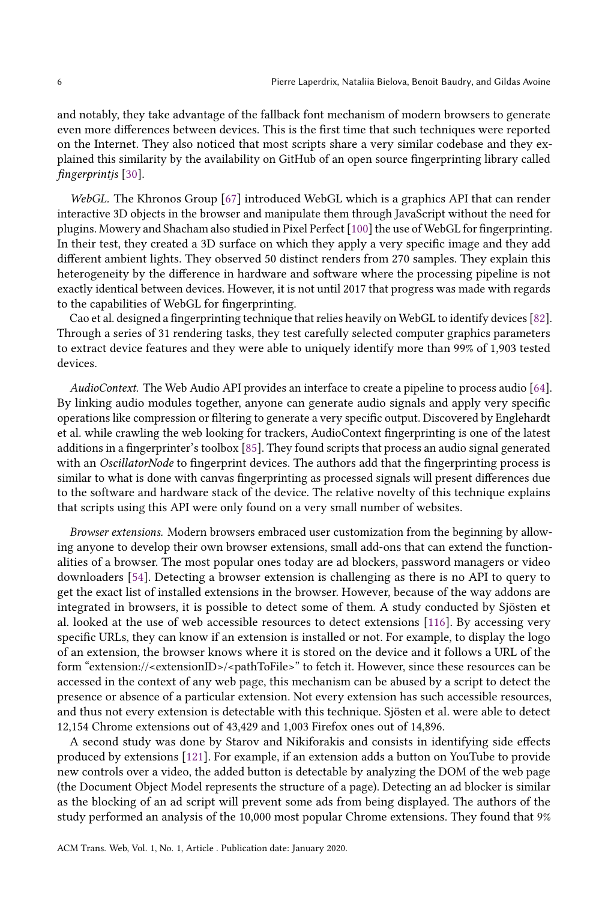and notably, they take advantage of the fallback font mechanism of modern browsers to generate even more differences between devices. This is the first time that such techniques were reported on the Internet. They also noticed that most scripts share a very similar codebase and they explained this similarity by the availability on GitHub of an open source fingerprinting library called *fingerprintjs* [30].

*WebGL.* The Khronos Group [67] introduced WebGL which is a graphics API that can render interactive 3D objects in the browser and manipulate them through JavaScript without the need for plugins. Mowery and Shacham also studied in Pixel Perfect [100] the use of WebGL for fingerprinting. In their test, they created a 3D surface on which they apply a very specific image and they add different ambient lights. They observed 50 distinct renders from 270 samples. They explain this heterogeneity by the difference in hardware and software where the processing pipeline is not exactly identical between devices. However, it is not until 2017 that progress was made with regards to the capabilities of WebGL for fingerprinting.

Cao et al. designed a fingerprinting technique that relies heavily on WebGL to identify devices [82]. Through a series of 31 rendering tasks, they test carefully selected computer graphics parameters to extract device features and they were able to uniquely identify more than 99% of 1,903 tested devices.

*AudioContext.* The Web Audio API provides an interface to create a pipeline to process audio [64]. By linking audio modules together, anyone can generate audio signals and apply very specific operations like compression or filtering to generate a very specific output. Discovered by Englehardt et al. while crawling the web looking for trackers, AudioContext fingerprinting is one of the latest additions in a fingerprinter's toolbox [85]. They found scripts that process an audio signal generated with an *OscillatorNode* to fingerprint devices. The authors add that the fingerprinting process is similar to what is done with canvas fingerprinting as processed signals will present differences due to the software and hardware stack of the device. The relative novelty of this technique explains that scripts using this API were only found on a very small number of websites.

*Browser extensions.* Modern browsers embraced user customization from the beginning by allowing anyone to develop their own browser extensions, small add-ons that can extend the functionalities of a browser. The most popular ones today are ad blockers, password managers or video downloaders [54]. Detecting a browser extension is challenging as there is no API to query to get the exact list of installed extensions in the browser. However, because of the way addons are integrated in browsers, it is possible to detect some of them. A study conducted by Sjösten et al. looked at the use of web accessible resources to detect extensions [116]. By accessing very specific URLs, they can know if an extension is installed or not. For example, to display the logo of an extension, the browser knows where it is stored on the device and it follows a URL of the form "extension://<extensionID>/<pathToFile>" to fetch it. However, since these resources can be accessed in the context of any web page, this mechanism can be abused by a script to detect the presence or absence of a particular extension. Not every extension has such accessible resources, and thus not every extension is detectable with this technique. Sjösten et al. were able to detect 12,154 Chrome extensions out of 43,429 and 1,003 Firefox ones out of 14,896.

A second study was done by Starov and Nikiforakis and consists in identifying side effects produced by extensions [121]. For example, if an extension adds a button on YouTube to provide new controls over a video, the added button is detectable by analyzing the DOM of the web page (the Document Object Model represents the structure of a page). Detecting an ad blocker is similar as the blocking of an ad script will prevent some ads from being displayed. The authors of the study performed an analysis of the 10,000 most popular Chrome extensions. They found that 9%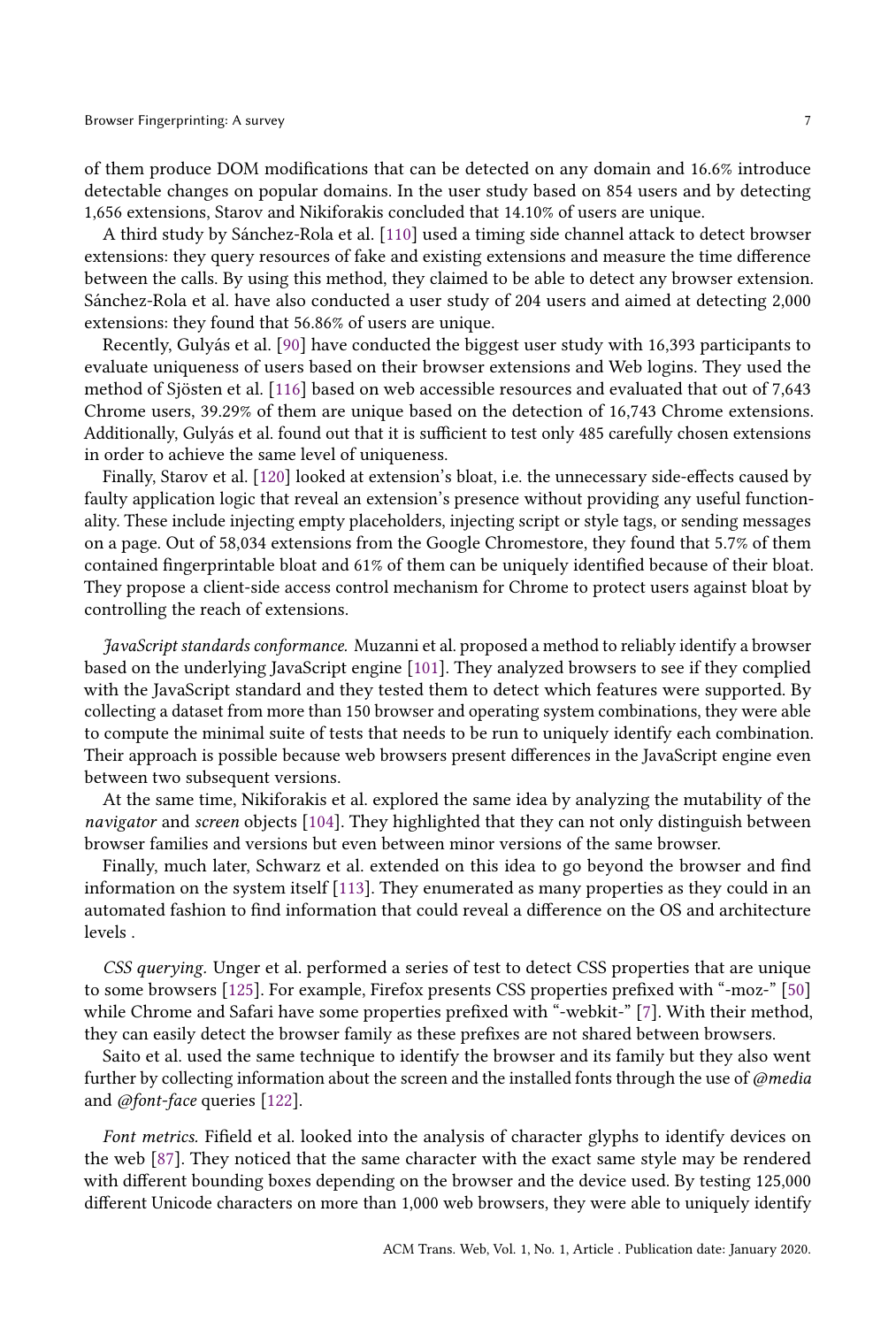of them produce DOM modifications that can be detected on any domain and 16.6% introduce detectable changes on popular domains. In the user study based on 854 users and by detecting 1,656 extensions, Starov and Nikiforakis concluded that 14.10% of users are unique.

A third study by Sánchez-Rola et al. [110] used a timing side channel attack to detect browser extensions: they query resources of fake and existing extensions and measure the time difference between the calls. By using this method, they claimed to be able to detect any browser extension. Sánchez-Rola et al. have also conducted a user study of 204 users and aimed at detecting 2,000 extensions: they found that 56.86% of users are unique.

Recently, Gulyás et al. [90] have conducted the biggest user study with 16,393 participants to evaluate uniqueness of users based on their browser extensions and Web logins. They used the method of Sjösten et al. [116] based on web accessible resources and evaluated that out of 7,643 Chrome users, 39.29% of them are unique based on the detection of 16,743 Chrome extensions. Additionally, Gulyás et al. found out that it is sufficient to test only 485 carefully chosen extensions in order to achieve the same level of uniqueness.

Finally, Starov et al. [120] looked at extension's bloat, i.e. the unnecessary side-effects caused by faulty application logic that reveal an extension's presence without providing any useful functionality. These include injecting empty placeholders, injecting script or style tags, or sending messages on a page. Out of 58,034 extensions from the Google Chromestore, they found that 5.7% of them contained fingerprintable bloat and 61% of them can be uniquely identified because of their bloat. They propose a client-side access control mechanism for Chrome to protect users against bloat by controlling the reach of extensions.

*JavaScript standards conformance.* Muzanni et al. proposed a method to reliably identify a browser based on the underlying JavaScript engine [101]. They analyzed browsers to see if they complied with the JavaScript standard and they tested them to detect which features were supported. By collecting a dataset from more than 150 browser and operating system combinations, they were able to compute the minimal suite of tests that needs to be run to uniquely identify each combination. Their approach is possible because web browsers present differences in the JavaScript engine even between two subsequent versions.

At the same time, Nikiforakis et al. explored the same idea by analyzing the mutability of the *navigator* and *screen* objects [104]. They highlighted that they can not only distinguish between browser families and versions but even between minor versions of the same browser.

Finally, much later, Schwarz et al. extended on this idea to go beyond the browser and find information on the system itself [113]. They enumerated as many properties as they could in an automated fashion to find information that could reveal a difference on the OS and architecture levels .

*CSS querying.* Unger et al. performed a series of test to detect CSS properties that are unique to some browsers [125]. For example, Firefox presents CSS properties prefixed with "-moz-" [50] while Chrome and Safari have some properties prefixed with "-webkit-" [7]. With their method, they can easily detect the browser family as these prefixes are not shared between browsers.

Saito et al. used the same technique to identify the browser and its family but they also went further by collecting information about the screen and the installed fonts through the use of *@media* and *@font-face* queries [122].

*Font metrics.* Fifield et al. looked into the analysis of character glyphs to identify devices on the web [87]. They noticed that the same character with the exact same style may be rendered with different bounding boxes depending on the browser and the device used. By testing 125,000 different Unicode characters on more than 1,000 web browsers, they were able to uniquely identify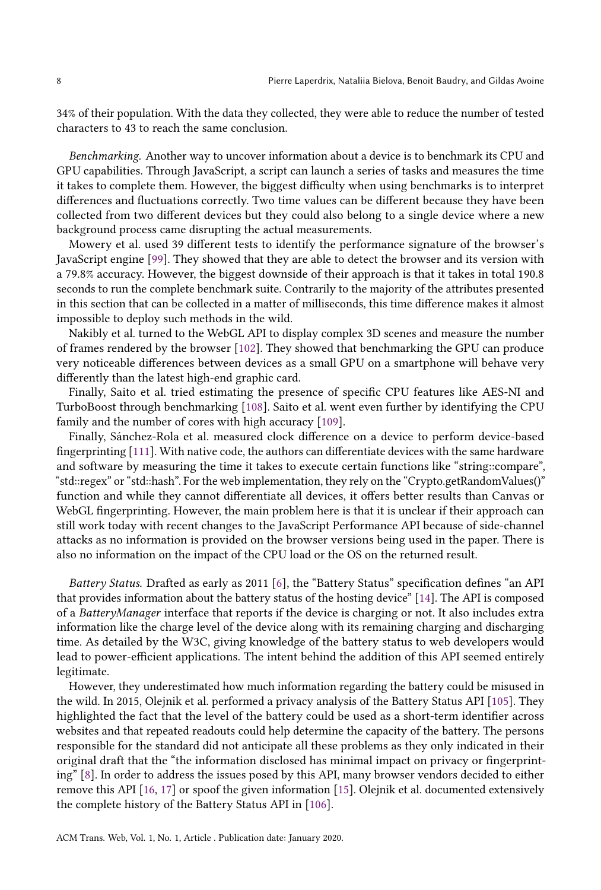34% of their population. With the data they collected, they were able to reduce the number of tested characters to 43 to reach the same conclusion.

*Benchmarking.* Another way to uncover information about a device is to benchmark its CPU and GPU capabilities. Through JavaScript, a script can launch a series of tasks and measures the time it takes to complete them. However, the biggest difficulty when using benchmarks is to interpret differences and fluctuations correctly. Two time values can be different because they have been collected from two different devices but they could also belong to a single device where a new background process came disrupting the actual measurements.

Mowery et al. used 39 different tests to identify the performance signature of the browser's JavaScript engine [99]. They showed that they are able to detect the browser and its version with a 79.8% accuracy. However, the biggest downside of their approach is that it takes in total 190.8 seconds to run the complete benchmark suite. Contrarily to the majority of the attributes presented in this section that can be collected in a matter of milliseconds, this time difference makes it almost impossible to deploy such methods in the wild.

Nakibly et al. turned to the WebGL API to display complex 3D scenes and measure the number of frames rendered by the browser [102]. They showed that benchmarking the GPU can produce very noticeable differences between devices as a small GPU on a smartphone will behave very differently than the latest high-end graphic card.

Finally, Saito et al. tried estimating the presence of specific CPU features like AES-NI and TurboBoost through benchmarking [108]. Saito et al. went even further by identifying the CPU family and the number of cores with high accuracy [109].

Finally, Sánchez-Rola et al. measured clock difference on a device to perform device-based fingerprinting [111]. With native code, the authors can differentiate devices with the same hardware and software by measuring the time it takes to execute certain functions like "string::compare", "std::regex" or "std::hash". For the web implementation, they rely on the "Crypto.getRandomValues()" function and while they cannot differentiate all devices, it offers better results than Canvas or WebGL fingerprinting. However, the main problem here is that it is unclear if their approach can still work today with recent changes to the JavaScript Performance API because of side-channel attacks as no information is provided on the browser versions being used in the paper. There is also no information on the impact of the CPU load or the OS on the returned result.

*Battery Status.* Drafted as early as 2011 [6], the "Battery Status" specification defines "an API that provides information about the battery status of the hosting device" [14]. The API is composed of a *BatteryManager* interface that reports if the device is charging or not. It also includes extra information like the charge level of the device along with its remaining charging and discharging time. As detailed by the W3C, giving knowledge of the battery status to web developers would lead to power-efficient applications. The intent behind the addition of this API seemed entirely legitimate.

However, they underestimated how much information regarding the battery could be misused in the wild. In 2015, Olejnik et al. performed a privacy analysis of the Battery Status API [105]. They highlighted the fact that the level of the battery could be used as a short-term identifier across websites and that repeated readouts could help determine the capacity of the battery. The persons responsible for the standard did not anticipate all these problems as they only indicated in their original draft that the "the information disclosed has minimal impact on privacy or fingerprinting" [8]. In order to address the issues posed by this API, many browser vendors decided to either remove this API [16, 17] or spoof the given information [15]. Olejnik et al. documented extensively the complete history of the Battery Status API in [106].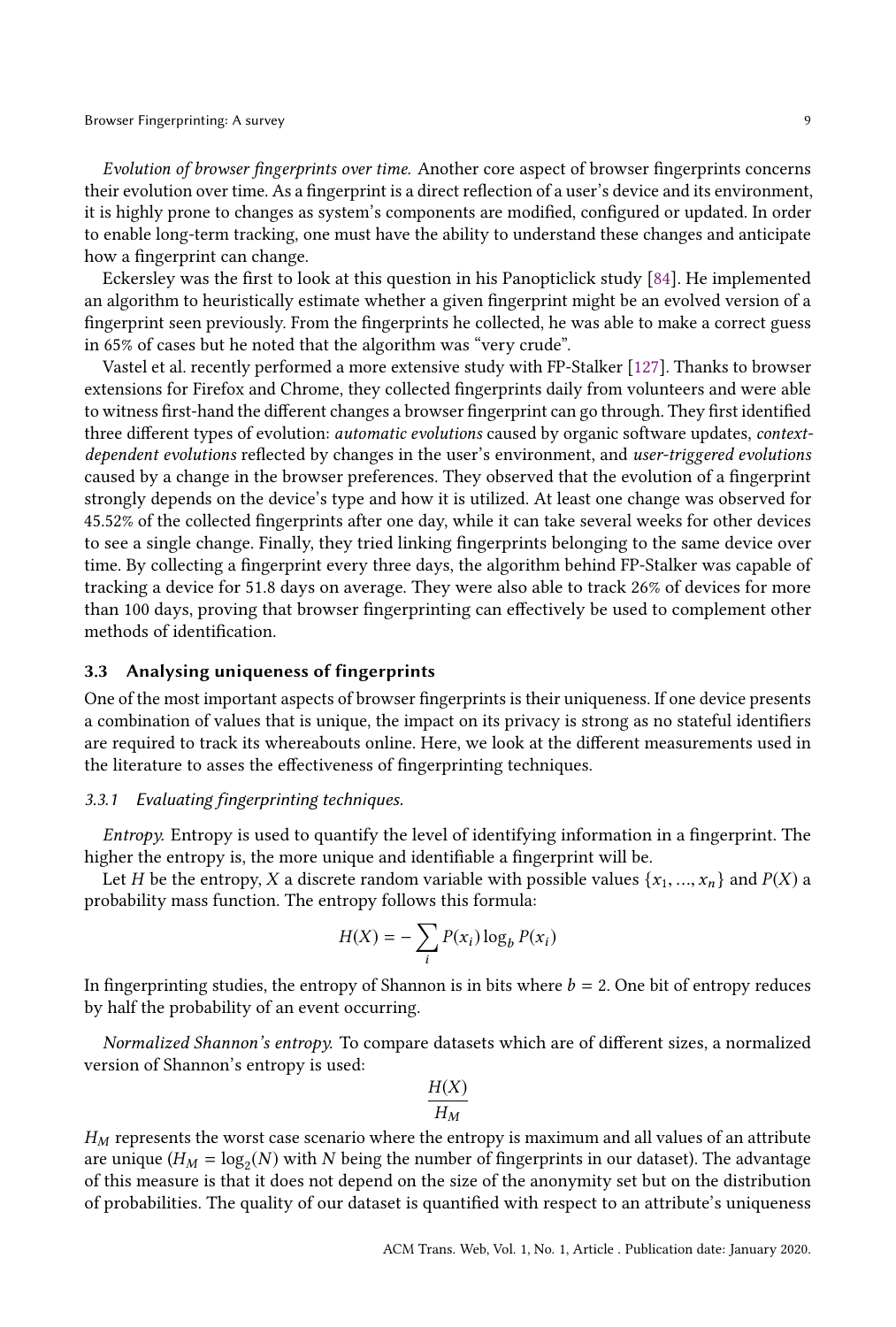*Evolution of browser fingerprints over time.* Another core aspect of browser fingerprints concerns their evolution over time. As a fingerprint is a direct reflection of a user's device and its environment, it is highly prone to changes as system's components are modified, configured or updated. In order to enable long-term tracking, one must have the ability to understand these changes and anticipate how a fingerprint can change.

Eckersley was the first to look at this question in his Panopticlick study [84]. He implemented an algorithm to heuristically estimate whether a given fingerprint might be an evolved version of a fingerprint seen previously. From the fingerprints he collected, he was able to make a correct guess in 65% of cases but he noted that the algorithm was "very crude".

Vastel et al. recently performed a more extensive study with FP-Stalker [127]. Thanks to browser extensions for Firefox and Chrome, they collected fingerprints daily from volunteers and were able to witness first-hand the different changes a browser fingerprint can go through. They first identified three different types of evolution: *automatic evolutions* caused by organic software updates, *context-dependent evolutions* reflected by changes in the user's environment, and *user-triggered evolutions* caused by a change in the browser preferences. They observed that the evolution of a fingerprint strongly depends on the device's type and how it is utilized. At least one change was observed for 45.52% of the collected fingerprints after one day, while it can take several weeks for other devices to see a single change. Finally, they tried linking fingerprints belonging to the same device over time. By collecting a fingerprint every three days, the algorithm behind FP-Stalker was capable of tracking a device for 51.8 days on average. They were also able to track 26% of devices for more than 100 days, proving that browser fingerprinting can effectively be used to complement other methods of identification.

### 3.3 Analysing uniqueness of fingerprints

One of the most important aspects of browser fingerprints is their uniqueness. If one device presents a combination of values that is unique, the impact on its privacy is strong as no stateful identifiers are required to track its whereabouts online. Here, we look at the different measurements used in the literature to asses the effectiveness of fingerprinting techniques.

#### 3.3.1 Evaluating fingerprinting techniques.

*Entropy.* Entropy is used to quantify the level of identifying information in a fingerprint. The higher the entropy is, the more unique and identifiable a fingerprint will be.

Let $H$ be the entropy, $X$ a discrete random variable with possible values $\{x_1, ..., x_n\}$ and $P(X)$ a probability mass function. The entropy follows this formula:

$$H(X) = -\sum_i P(x_i) \log_b P(x_i)$$

In fingerprinting studies, the entropy of Shannon is in bits where $b = 2$. One bit of entropy reduces by half the probability of an event occurring.

*Normalized Shannon's entropy.* To compare datasets which are of different sizes, a normalized version of Shannon's entropy is used:

$$\frac{H(X)}{H_M}$$

$H_M$ represents the worst case scenario where the entropy is maximum and all values of an attribute are unique ($H_M = \log_2(N)$ with $N$ being the number of fingerprints in our dataset). The advantage of this measure is that it does not depend on the size of the anonymity set but on the distribution of probabilities. The quality of our dataset is quantified with respect to an attribute's uniqueness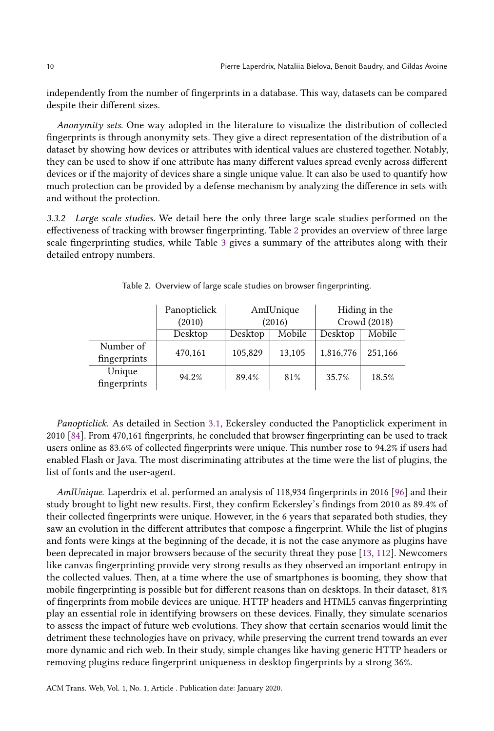independently from the number of fingerprints in a database. This way, datasets can be compared despite their different sizes.

*Anonymity sets.* One way adopted in the literature to visualize the distribution of collected fingerprints is through anonymity sets. They give a direct representation of the distribution of a dataset by showing how devices or attributes with identical values are clustered together. Notably, they can be used to show if one attribute has many different values spread evenly across different devices or if the majority of devices share a single unique value. It can also be used to quantify how much protection can be provided by a defense mechanism by analyzing the difference in sets with and without the protection.

### 3.3.2 Large scale studies.

We detail here the only three large scale studies performed on the effectiveness of tracking with browser fingerprinting. Table 2 provides an overview of three large scale fingerprinting studies, while Table 3 gives a summary of the attributes along with their detailed entropy numbers.

Table 2. Overview of large scale studies on browser fingerprinting.

| | Panopticlick (2010) | AmIUnique (2016) | | Hiding in the Crowd (2018) | |
|---|---|---|---|---|---|
| | Desktop | Desktop | Mobile | Desktop | Mobile |
| Number of fingerprints | 470,161 | 105,829 | 13,105 | 1,816,776 | 251,166 |
| Unique fingerprints | 94.2% | 89.4% | 81% | 35.7% | 18.5% |

*Panopticlick.* As detailed in Section 3.1, Eckersley conducted the Panopticlick experiment in 2010 [84]. From 470,161 fingerprints, he concluded that browser fingerprinting can be used to track users online as 83.6% of collected fingerprints were unique. This number rose to 94.2% if users had enabled Flash or Java. The most discriminating attributes at the time were the list of plugins, the list of fonts and the user-agent.

*AmIUnique.* Laperdrix et al. performed an analysis of 118,934 fingerprints in 2016 [96] and their study brought to light new results. First, they confirm Eckersley's findings from 2010 as 89.4% of their collected fingerprints were unique. However, in the 6 years that separated both studies, they saw an evolution in the different attributes that compose a fingerprint. While the list of plugins and fonts were kings at the beginning of the decade, it is not the case anymore as plugins have been deprecated in major browsers because of the security threat they pose [13, 112]. Newcomers like canvas fingerprinting provide very strong results as they observed an important entropy in the collected values. Then, at a time where the use of smartphones is booming, they show that mobile fingerprinting is possible but for different reasons than on desktops. In their dataset, 81% of fingerprints from mobile devices are unique. HTTP headers and HTML5 canvas fingerprinting play an essential role in identifying browsers on these devices. Finally, they simulate scenarios to assess the impact of future web evolutions. They show that certain scenarios would limit the detriment these technologies have on privacy, while preserving the current trend towards an ever more dynamic and rich web. In their study, simple changes like having generic HTTP headers or removing plugins reduce fingerprint uniqueness in desktop fingerprints by a strong 36%.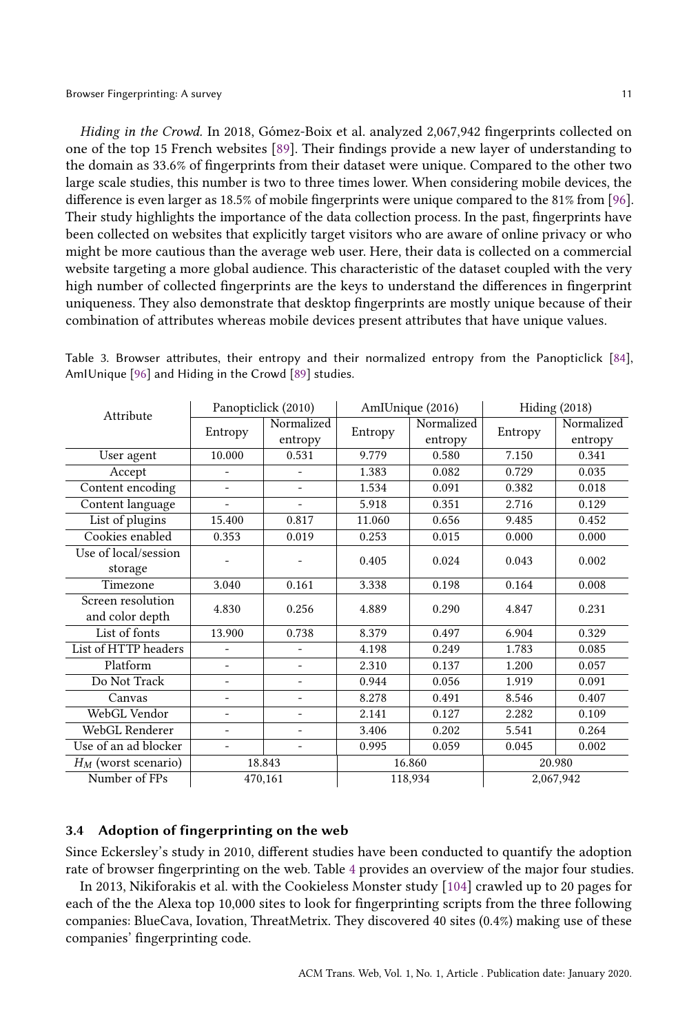*Hiding in the Crowd.* In 2018, Gómez-Boix et al. analyzed 2,067,942 fingerprints collected on one of the top 15 French websites [89]. Their findings provide a new layer of understanding to the domain as 33.6% of fingerprints from their dataset were unique. Compared to the other two large scale studies, this number is two to three times lower. When considering mobile devices, the difference is even larger as 18.5% of mobile fingerprints were unique compared to the 81% from [96]. Their study highlights the importance of the data collection process. In the past, fingerprints have been collected on websites that explicitly target visitors who are aware of online privacy or who might be more cautious than the average web user. Here, their data is collected on a commercial website targeting a more global audience. This characteristic of the dataset coupled with the very high number of collected fingerprints are the keys to understand the differences in fingerprint uniqueness. They also demonstrate that desktop fingerprints are mostly unique because of their combination of attributes whereas mobile devices present attributes that have unique values.

Table 3. Browser attributes, their entropy and their normalized entropy from the Panopticlick [84], AmIUnique [96] and Hiding in the Crowd [89] studies.

| Attribute | Panopticlick (2010) | | AmIUnique (2016) | | Hiding (2018) | |
|---|---|---|---|---|---|---|
| | Entropy | Normalized entropy | Entropy | Normalized entropy | Entropy | Normalized entropy |
| User agent | 10.000 | 0.531 | 9.779 | 0.580 | 7.150 | 0.341 |
| Accept | - | - | 1.383 | 0.082 | 0.729 | 0.035 |
| Content encoding | - | - | 1.534 | 0.091 | 0.382 | 0.018 |
| Content language | - | - | 5.918 | 0.351 | 2.716 | 0.129 |
| List of plugins | 15.400 | 0.817 | 11.060 | 0.656 | 9.485 | 0.452 |
| Cookies enabled | 0.353 | 0.019 | 0.253 | 0.015 | 0.000 | 0.000 |
| Use of local/session storage | - | - | 0.405 | 0.024 | 0.043 | 0.002 |
| Timezone | 3.040 | 0.161 | 3.338 | 0.198 | 0.164 | 0.008 |
| Screen resolution and color depth | 4.830 | 0.256 | 4.889 | 0.290 | 4.847 | 0.231 |
| List of fonts | 13.900 | 0.738 | 8.379 | 0.497 | 6.904 | 0.329 |
| List of HTTP headers | - | - | 4.198 | 0.249 | 1.783 | 0.085 |
| Platform | - | - | 2.310 | 0.137 | 1.200 | 0.057 |
| Do Not Track | - | - | 0.944 | 0.056 | 1.919 | 0.091 |
| Canvas | - | - | 8.278 | 0.491 | 8.546 | 0.407 |
| WebGL Vendor | - | - | 2.141 | 0.127 | 2.282 | 0.109 |
| WebGL Renderer | - | - | 3.406 | 0.202 | 5.541 | 0.264 |
| Use of an ad blocker | - | - | 0.995 | 0.059 | 0.045 | 0.002 |
| $H_M$ (worst scenario) | 18.843 | | 16.860 | | 20.980 | |
| Number of FPs | 470,161 | | 118,934 | | 2,067,942 | |

### 3.4 Adoption of fingerprinting on the web

Since Eckersley's study in 2010, different studies have been conducted to quantify the adoption rate of browser fingerprinting on the web. Table 4 provides an overview of the major four studies.

In 2013, Nikiforakis et al. with the Cookieless Monster study [104] crawled up to 20 pages for each of the the Alexa top 10,000 sites to look for fingerprinting scripts from the three following companies: BlueCava, Iovation, ThreatMetrix. They discovered 40 sites (0.4%) making use of these companies' fingerprinting code.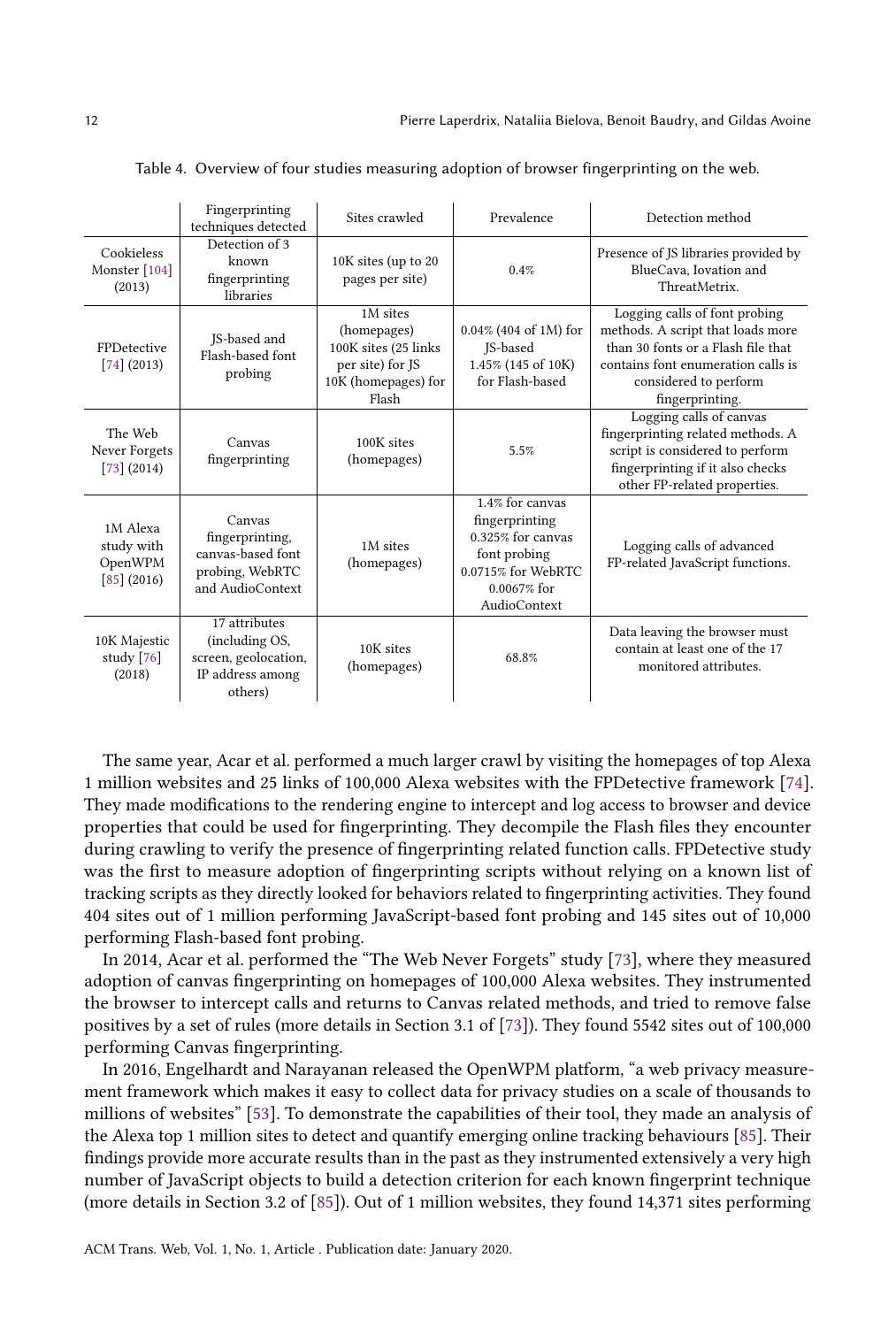Table 4. Overview of four studies measuring adoption of browser fingerprinting on the web.

| | Fingerprinting techniques detected | Sites crawled | Prevalence | Detection method |
|---|---|---|---|---|
| Cookieless Monster [104] (2013) | Detection of 3 known fingerprinting libraries | 10K sites (up to 20 pages per site) | 0.4% | Presence of JS libraries provided by BlueCava, Iovation and ThreatMetrix. |
| FPDetective [74] (2013) | JS-based and Flash-based font probing | 1M sites (homepages) 100K sites (25 links per site) for JS 10K (homepages) for Flash | 0.04% (404 of 1M) for JS-based 1.45% (145 of 10K) for Flash-based | Logging calls of font probing methods. A script that loads more than 30 fonts or a Flash file that contains font enumeration calls is considered to perform fingerprinting. |
| The Web Never Forgets [73] (2014) | Canvas fingerprinting | 100K sites (homepages) | 5.5% | Logging calls of canvas fingerprinting related methods. A script is considered to perform fingerprinting if it also checks other FP-related properties. |
| 1M Alexa study with OpenWPM [85] (2016) | Canvas fingerprinting, canvas-based font probing, WebRTC and AudioContext | 1M sites (homepages) | 1.4% for canvas fingerprinting 0.325% for canvas font probing 0.0715% for WebRTC 0.0067% for AudioContext | Logging calls of advanced FP-related JavaScript functions. |
| 10K Majestic study [76] (2018) | 17 attributes (including OS, screen, geolocation, IP address among others) | 10K sites (homepages) | 68.8% | Data leaving the browser must contain at least one of the 17 monitored attributes. |

The same year, Acar et al. performed a much larger crawl by visiting the homepages of top Alexa 1 million websites and 25 links of 100,000 Alexa websites with the FPDetective framework [74]. They made modifications to the rendering engine to intercept and log access to browser and device properties that could be used for fingerprinting. They decompile the Flash files they encounter during crawling to verify the presence of fingerprinting related function calls. FPDetective study was the first to measure adoption of fingerprinting scripts without relying on a known list of tracking scripts as they directly looked for behaviors related to fingerprinting activities. They found 404 sites out of 1 million performing JavaScript-based font probing and 145 sites out of 10,000 performing Flash-based font probing.

In 2014, Acar et al. performed the "The Web Never Forgets" study [73], where they measured adoption of canvas fingerprinting on homepages of 100,000 Alexa websites. They instrumented the browser to intercept calls and returns to Canvas related methods, and tried to remove false positives by a set of rules (more details in Section 3.1 of [73]). They found 5542 sites out of 100,000 performing Canvas fingerprinting.

In 2016, Engelhardt and Narayanan released the OpenWPM platform, "a web privacy measurement framework which makes it easy to collect data for privacy studies on a scale of thousands to millions of websites" [53]. To demonstrate the capabilities of their tool, they made an analysis of the Alexa top 1 million sites to detect and quantify emerging online tracking behaviours [85]. Their findings provide more accurate results than in the past as they instrumented extensively a very high number of JavaScript objects to build a detection criterion for each known fingerprint technique (more details in Section 3.2 of [85]). Out of 1 million websites, they found 14,371 sites performing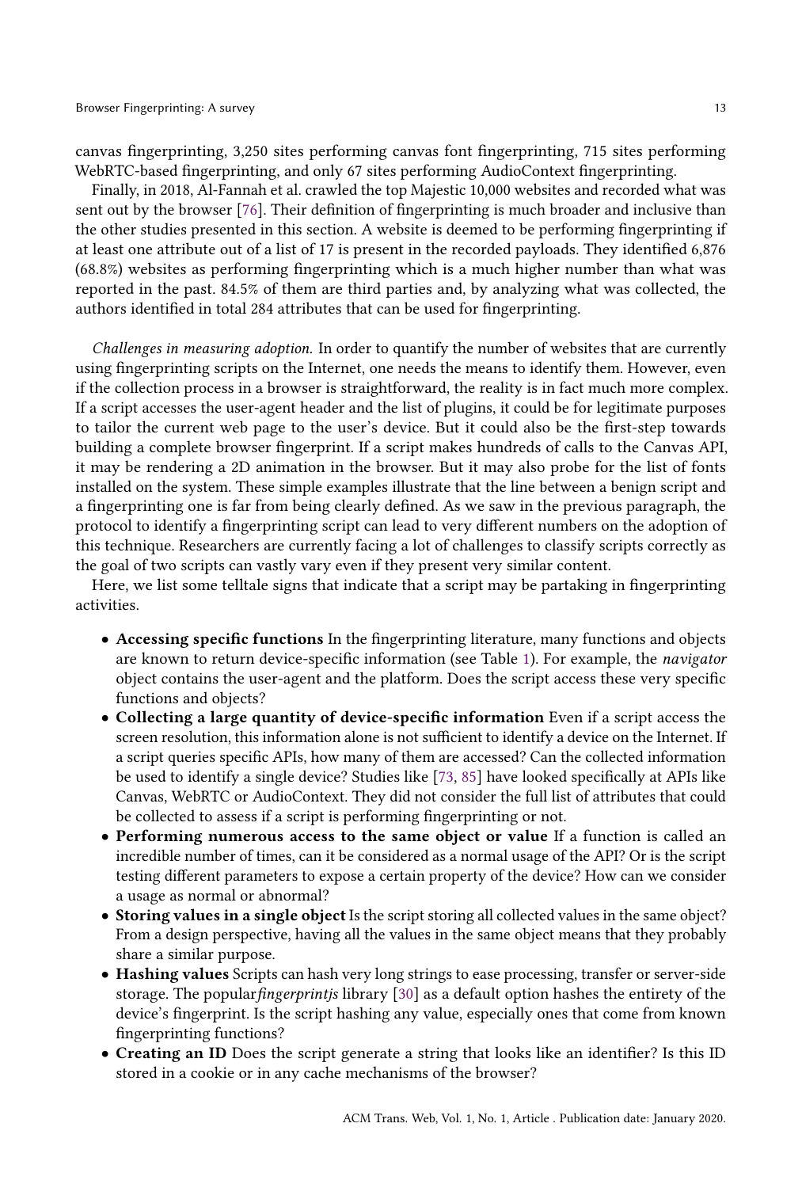canvas fingerprinting, 3,250 sites performing canvas font fingerprinting, 715 sites performing WebRTC-based fingerprinting, and only 67 sites performing AudioContext fingerprinting.

Finally, in 2018, Al-Fannah et al. crawled the top Majestic 10,000 websites and recorded what was sent out by the browser [76]. Their definition of fingerprinting is much broader and inclusive than the other studies presented in this section. A website is deemed to be performing fingerprinting if at least one attribute out of a list of 17 is present in the recorded payloads. They identified 6,876 (68.8%) websites as performing fingerprinting which is a much higher number than what was reported in the past. 84.5% of them are third parties and, by analyzing what was collected, the authors identified in total 284 attributes that can be used for fingerprinting.

*Challenges in measuring adoption.* In order to quantify the number of websites that are currently using fingerprinting scripts on the Internet, one needs the means to identify them. However, even if the collection process in a browser is straightforward, the reality is in fact much more complex. If a script accesses the user-agent header and the list of plugins, it could be for legitimate purposes to tailor the current web page to the user's device. But it could also be the first-step towards building a complete browser fingerprint. If a script makes hundreds of calls to the Canvas API, it may be rendering a 2D animation in the browser. But it may also probe for the list of fonts installed on the system. These simple examples illustrate that the line between a benign script and a fingerprinting one is far from being clearly defined. As we saw in the previous paragraph, the protocol to identify a fingerprinting script can lead to very different numbers on the adoption of this technique. Researchers are currently facing a lot of challenges to classify scripts correctly as the goal of two scripts can vastly vary even if they present very similar content.

Here, we list some telltale signs that indicate that a script may be partaking in fingerprinting activities.

- **Accessing specific functions** In the fingerprinting literature, many functions and objects are known to return device-specific information (see Table 1). For example, the *navigator* object contains the user-agent and the platform. Does the script access these very specific functions and objects?
- **Collecting a large quantity of device-specific information** Even if a script access the screen resolution, this information alone is not sufficient to identify a device on the Internet. If a script queries specific APIs, how many of them are accessed? Can the collected information be used to identify a single device? Studies like [73, 85] have looked specifically at APIs like Canvas, WebRTC or AudioContext. They did not consider the full list of attributes that could be collected to assess if a script is performing fingerprinting or not.
- **Performing numerous access to the same object or value** If a function is called an incredible number of times, can it be considered as a normal usage of the API? Or is the script testing different parameters to expose a certain property of the device? How can we consider a usage as normal or abnormal?
- **Storing values in a single object** Is the script storing all collected values in the same object? From a design perspective, having all the values in the same object means that they probably share a similar purpose.
- **Hashing values** Scripts can hash very long strings to ease processing, transfer or server-side storage. The popular *fingerprintjs* library [30] as a default option hashes the entirety of the device's fingerprint. Is the script hashing any value, especially ones that come from known fingerprinting functions?
- **Creating an ID** Does the script generate a string that looks like an identifier? Is this ID stored in a cookie or in any cache mechanisms of the browser?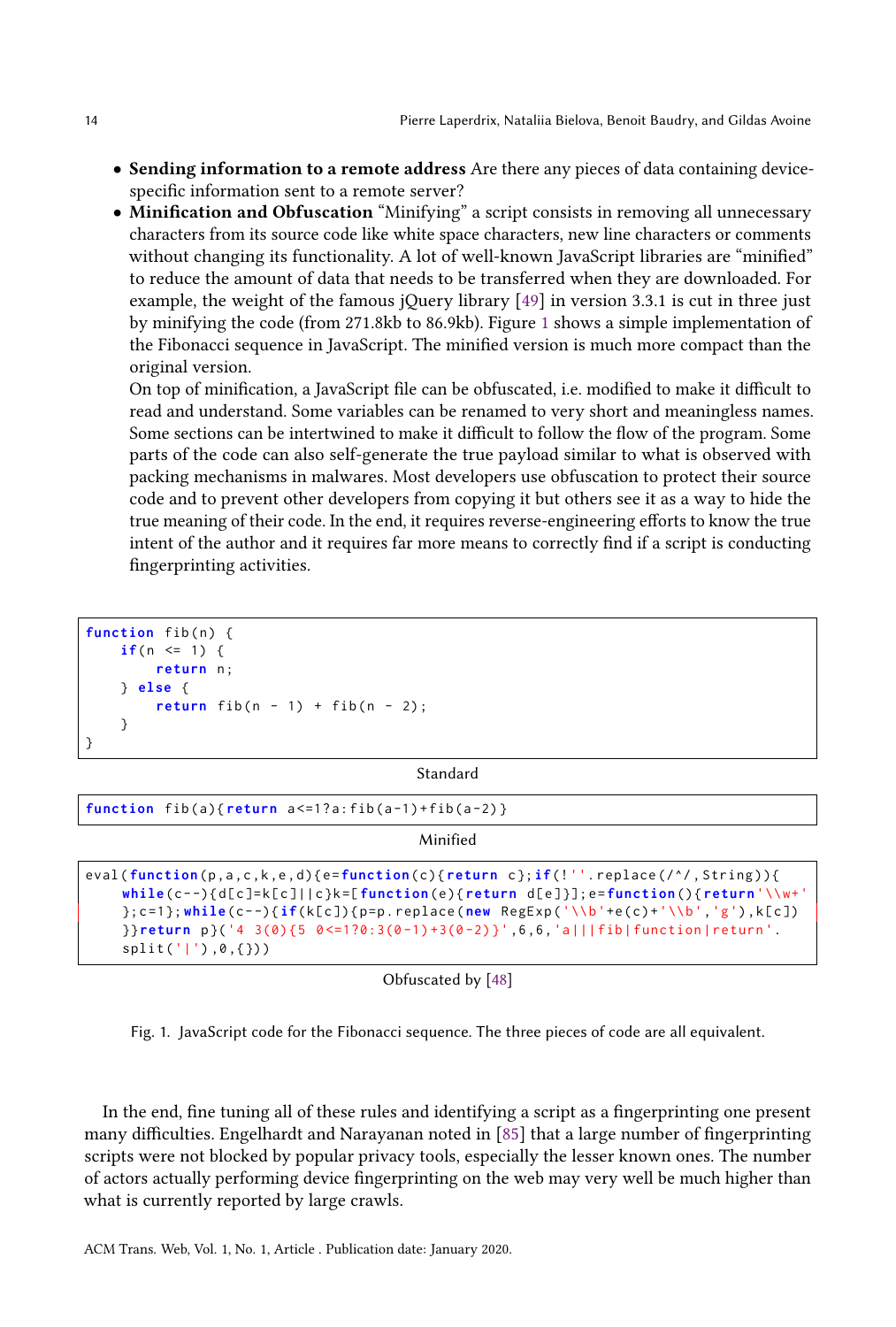- **Sending information to a remote address** Are there any pieces of data containing device-specific information sent to a remote server?
- **Minification and Obfuscation** "Minifying" a script consists in removing all unnecessary characters from its source code like white space characters, new line characters or comments without changing its functionality. A lot of well-known JavaScript libraries are "minified" to reduce the amount of data that needs to be transferred when they are downloaded. For example, the weight of the famous jQuery library [49] in version 3.3.1 is cut in three just by minifying the code (from 271.8kb to 86.9kb). Figure 1 shows a simple implementation of the Fibonacci sequence in JavaScript. The minified version is much more compact than the original version.
  On top of minification, a JavaScript file can be obfuscated, i.e. modified to make it difficult to read and understand. Some variables can be renamed to very short and meaningless names. Some sections can be intertwined to make it difficult to follow the flow of the program. Some parts of the code can also self-generate the true payload similar to what is observed with packing mechanisms in malwares. Most developers use obfuscation to protect their source code and to prevent other developers from copying it but others see it as a way to hide the true meaning of their code. In the end, it requires reverse-engineering efforts to know the true intent of the author and it requires far more means to correctly find if a script is conducting fingerprinting activities.

```
function fib(n) {
    if(n <= 1) {
        return n;
    } else {
        return fib(n - 1) + fib(n - 2);
    }
}
```

Standard

```
function fib(a){return a<=1?a:fib(a-1)+fib(a-2)}
```

Minified

```
eval(function(p,a,c,k,e,d){e=function(c){return c};if(!''.replace(/^/,String)){
    while(c--){d[c]=k[c]||c}k=[function(e){return d[e]}];e=function(){return'\\w+'
    };c=1};while(c--){if(k[c]){p=p.replace(new RegExp('\\b'+e(c)+'\\b','g'),k[c])
    }}return p}('4 3(0){5 0<=1?0:3(0-1)+3(0-2)}',6,6,'a|||fib|function|return'.
    split('|'),0,{}))
```

Obfuscated by [48]

Fig. 1. JavaScript code for the Fibonacci sequence. The three pieces of code are all equivalent.

In the end, fine tuning all of these rules and identifying a script as a fingerprinting one present many difficulties. Engelhardt and Narayanan noted in [85] that a large number of fingerprinting scripts were not blocked by popular privacy tools, especially the lesser known ones. The number of actors actually performing device fingerprinting on the web may very well be much higher than what is currently reported by large crawls.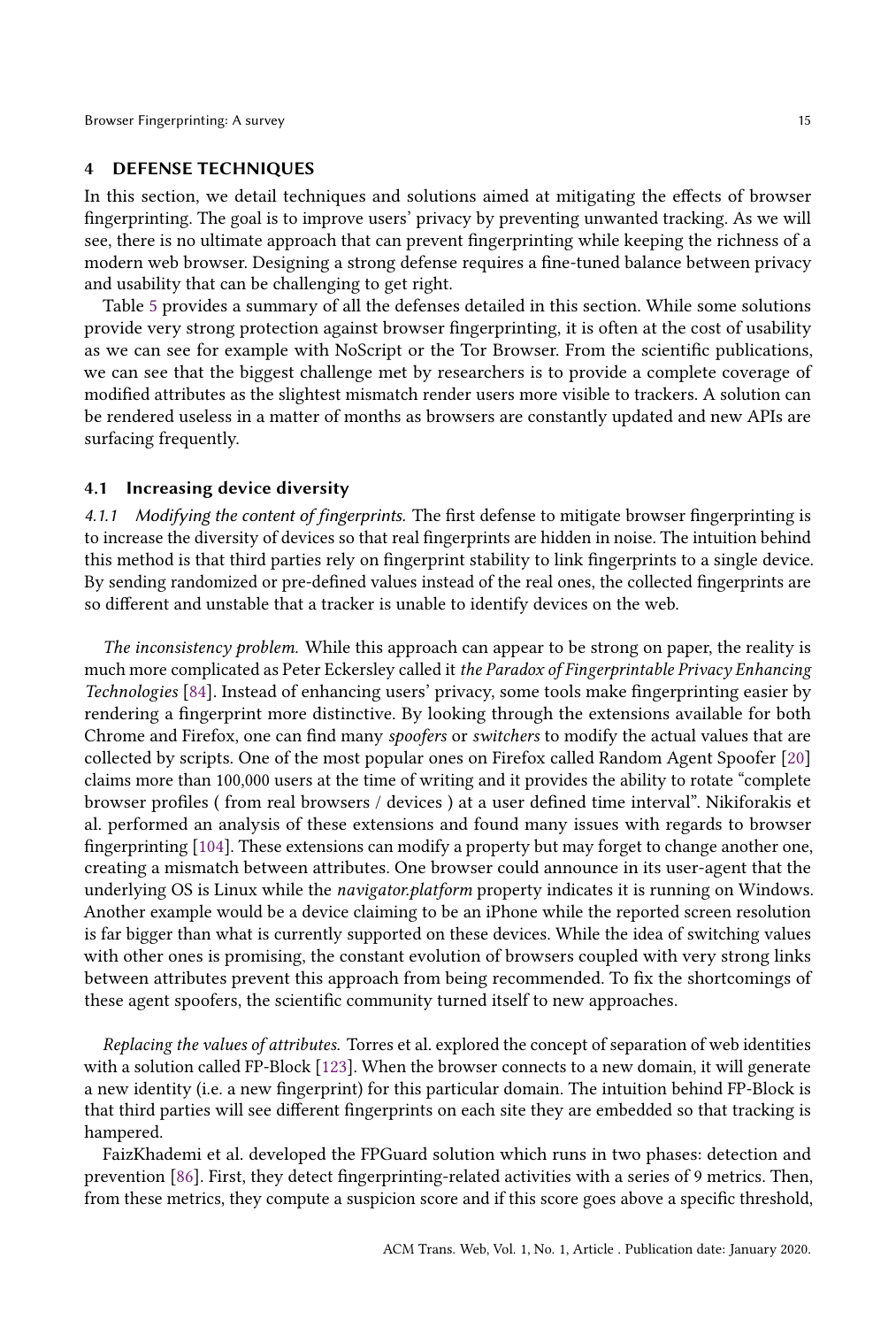## 4 DEFENSE TECHNIQUES

In this section, we detail techniques and solutions aimed at mitigating the effects of browser fingerprinting. The goal is to improve users' privacy by preventing unwanted tracking. As we will see, there is no ultimate approach that can prevent fingerprinting while keeping the richness of a modern web browser. Designing a strong defense requires a fine-tuned balance between privacy and usability that can be challenging to get right.

Table 5 provides a summary of all the defenses detailed in this section. While some solutions provide very strong protection against browser fingerprinting, it is often at the cost of usability as we can see for example with NoScript or the Tor Browser. From the scientific publications, we can see that the biggest challenge met by researchers is to provide a complete coverage of modified attributes as the slightest mismatch render users more visible to trackers. A solution can be rendered useless in a matter of months as browsers are constantly updated and new APIs are surfacing frequently.

### 4.1 Increasing device diversity

*4.1.1 Modifying the content of fingerprints.* The first defense to mitigate browser fingerprinting is to increase the diversity of devices so that real fingerprints are hidden in noise. The intuition behind this method is that third parties rely on fingerprint stability to link fingerprints to a single device. By sending randomized or pre-defined values instead of the real ones, the collected fingerprints are so different and unstable that a tracker is unable to identify devices on the web.

*The inconsistency problem.* While this approach can appear to be strong on paper, the reality is much more complicated as Peter Eckersley called it *the Paradox of Fingerprintable Privacy Enhancing Technologies* [84]. Instead of enhancing users' privacy, some tools make fingerprinting easier by rendering a fingerprint more distinctive. By looking through the extensions available for both Chrome and Firefox, one can find many *spoofers* or *switchers* to modify the actual values that are collected by scripts. One of the most popular ones on Firefox called Random Agent Spoofer [20] claims more than 100,000 users at the time of writing and it provides the ability to rotate "complete browser profiles ( from real browsers / devices ) at a user defined time interval". Nikiforakis et al. performed an analysis of these extensions and found many issues with regards to browser fingerprinting [104]. These extensions can modify a property but may forget to change another one, creating a mismatch between attributes. One browser could announce in its user-agent that the underlying OS is Linux while the *navigator.platform* property indicates it is running on Windows. Another example would be a device claiming to be an iPhone while the reported screen resolution is far bigger than what is currently supported on these devices. While the idea of switching values with other ones is promising, the constant evolution of browsers coupled with very strong links between attributes prevent this approach from being recommended. To fix the shortcomings of these agent spoofers, the scientific community turned itself to new approaches.

*Replacing the values of attributes.* Torres et al. explored the concept of separation of web identities with a solution called FP-Block [123]. When the browser connects to a new domain, it will generate a new identity (i.e. a new fingerprint) for this particular domain. The intuition behind FP-Block is that third parties will see different fingerprints on each site they are embedded so that tracking is hampered.

FaizKhademi et al. developed the FPGuard solution which runs in two phases: detection and prevention [86]. First, they detect fingerprinting-related activities with a series of 9 metrics. Then, from these metrics, they compute a suspicion score and if this score goes above a specific threshold,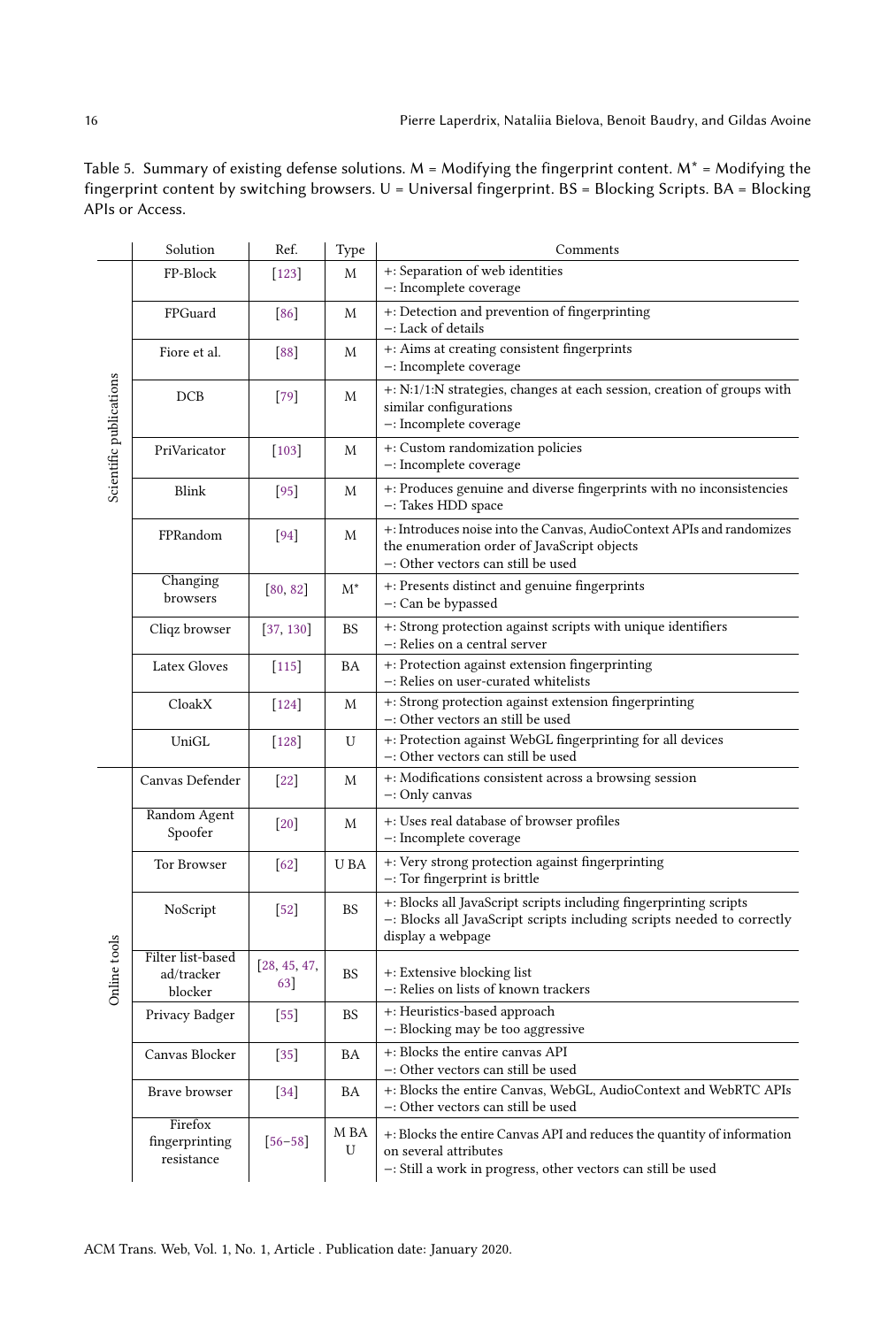Table 5. Summary of existing defense solutions. M = Modifying the fingerprint content. M* = Modifying the fingerprint content by switching browsers. U = Universal fingerprint. BS = Blocking Scripts. BA = Blocking APIs or Access.

| | Solution | Ref. | Type | Comments |
|---|---|---|---|---|
| Scientific publications | FP-Block | [123] | M | +: Separation of web identities<br>−: Incomplete coverage |
| | FPGuard | [86] | M | +: Detection and prevention of fingerprinting<br>−: Lack of details |
| | Fiore et al. | [88] | M | +: Aims at creating consistent fingerprints<br>−: Incomplete coverage |
| | DCB | [79] | M | +: N:1/1:N strategies, changes at each session, creation of groups with similar configurations<br>−: Incomplete coverage |
| | PriVaricator | [103] | M | +: Custom randomization policies<br>−: Incomplete coverage |
| | Blink | [95] | M | +: Produces genuine and diverse fingerprints with no inconsistencies<br>−: Takes HDD space |
| | FPRandom | [94] | M | +: Introduces noise into the Canvas, AudioContext APIs and randomizes the enumeration order of JavaScript objects<br>−: Other vectors can still be used |
| | Changing browsers | [80, 82] | M* | +: Presents distinct and genuine fingerprints<br>−: Can be bypassed |
| | Cliqz browser | [37, 130] | BS | +: Strong protection against scripts with unique identifiers<br>−: Relies on a central server |
| | Latex Gloves | [115] | BA | +: Protection against extension fingerprinting<br>−: Relies on user-curated whitelists |
| | CloakX | [124] | M | +: Strong protection against extension fingerprinting<br>−: Other vectors an still be used |
| | UniGL | [128] | U | +: Protection against WebGL fingerprinting for all devices<br>−: Other vectors can still be used |
| Online tools | Canvas Defender | [22] | M | +: Modifications consistent across a browsing session<br>−: Only canvas |
| | Random Agent Spoofer | [20] | M | +: Uses real database of browser profiles<br>−: Incomplete coverage |
| | Tor Browser | [62] | U BA | +: Very strong protection against fingerprinting<br>−: Tor fingerprint is brittle |
| | NoScript | [52] | BS | +: Blocks all JavaScript scripts including fingerprinting scripts<br>−: Blocks all JavaScript scripts including scripts needed to correctly display a webpage |
| | Filter list-based ad/tracker blocker | [28, 45, 47, 63] | BS | +: Extensive blocking list<br>−: Relies on lists of known trackers |
| | Privacy Badger | [55] | BS | +: Heuristics-based approach<br>−: Blocking may be too aggressive |
| | Canvas Blocker | [35] | BA | +: Blocks the entire canvas API<br>−: Other vectors can still be used |
| | Brave browser | [34] | BA | +: Blocks the entire Canvas, WebGL, AudioContext and WebRTC APIs<br>−: Other vectors can still be used |
| | Firefox fingerprinting resistance | [56–58] | M BA U | +: Blocks the entire Canvas API and reduces the quantity of information on several attributes<br>−: Still a work in progress, other vectors can still be used |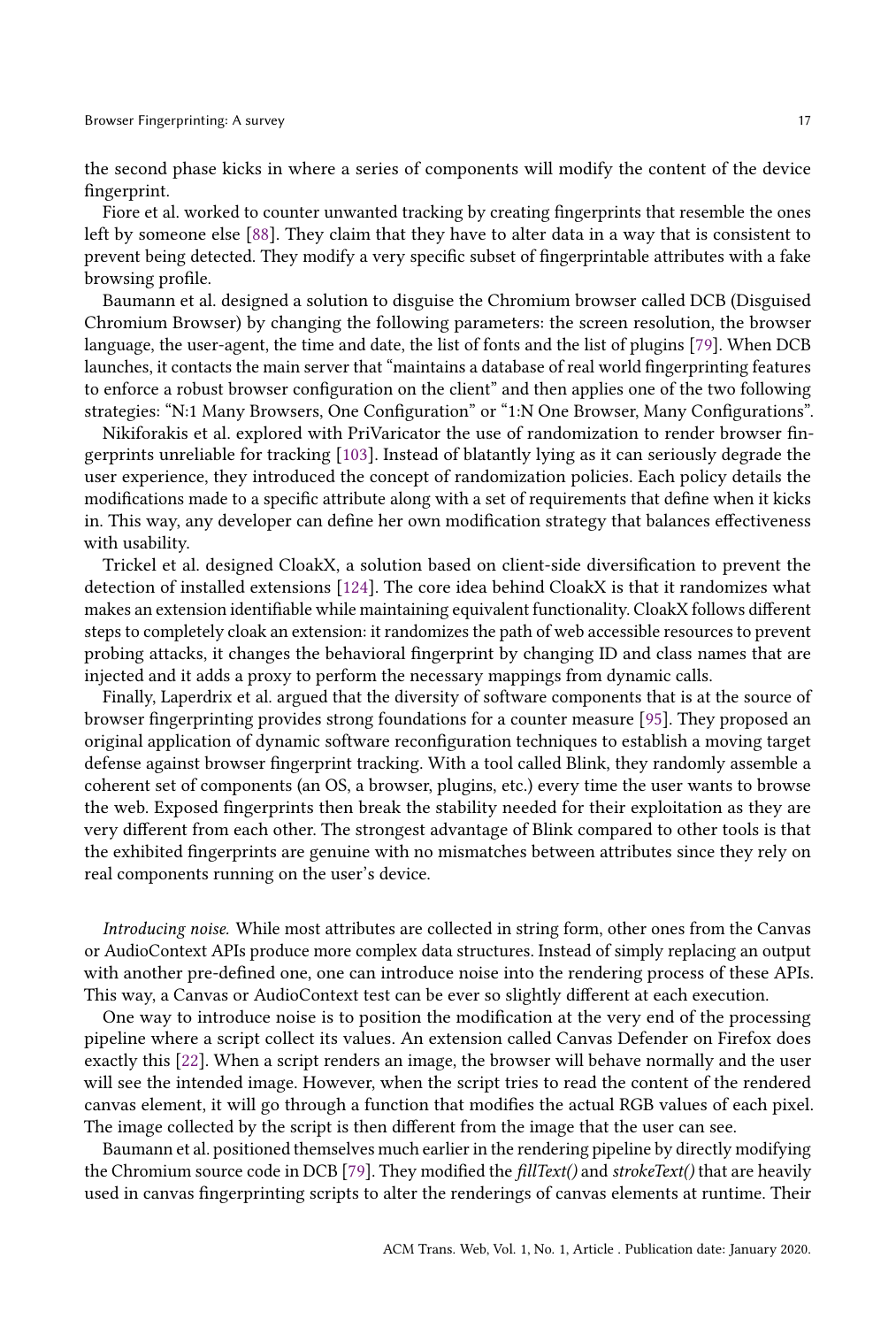the second phase kicks in where a series of components will modify the content of the device fingerprint.

Fiore et al. worked to counter unwanted tracking by creating fingerprints that resemble the ones left by someone else [88]. They claim that they have to alter data in a way that is consistent to prevent being detected. They modify a very specific subset of fingerprintable attributes with a fake browsing profile.

Baumann et al. designed a solution to disguise the Chromium browser called DCB (Disguised Chromium Browser) by changing the following parameters: the screen resolution, the browser language, the user-agent, the time and date, the list of fonts and the list of plugins [79]. When DCB launches, it contacts the main server that "maintains a database of real world fingerprinting features to enforce a robust browser configuration on the client" and then applies one of the two following strategies: "N:1 Many Browsers, One Configuration" or "1:N One Browser, Many Configurations".

Nikiforakis et al. explored with PriVaricator the use of randomization to render browser fingerprints unreliable for tracking [103]. Instead of blatantly lying as it can seriously degrade the user experience, they introduced the concept of randomization policies. Each policy details the modifications made to a specific attribute along with a set of requirements that define when it kicks in. This way, any developer can define her own modification strategy that balances effectiveness with usability.

Trickel et al. designed CloakX, a solution based on client-side diversification to prevent the detection of installed extensions [124]. The core idea behind CloakX is that it randomizes what makes an extension identifiable while maintaining equivalent functionality. CloakX follows different steps to completely cloak an extension: it randomizes the path of web accessible resources to prevent probing attacks, it changes the behavioral fingerprint by changing ID and class names that are injected and it adds a proxy to perform the necessary mappings from dynamic calls.

Finally, Laperdrix et al. argued that the diversity of software components that is at the source of browser fingerprinting provides strong foundations for a counter measure [95]. They proposed an original application of dynamic software reconfiguration techniques to establish a moving target defense against browser fingerprint tracking. With a tool called Blink, they randomly assemble a coherent set of components (an OS, a browser, plugins, etc.) every time the user wants to browse the web. Exposed fingerprints then break the stability needed for their exploitation as they are very different from each other. The strongest advantage of Blink compared to other tools is that the exhibited fingerprints are genuine with no mismatches between attributes since they rely on real components running on the user's device.

*Introducing noise.* While most attributes are collected in string form, other ones from the Canvas or AudioContext APIs produce more complex data structures. Instead of simply replacing an output with another pre-defined one, one can introduce noise into the rendering process of these APIs. This way, a Canvas or AudioContext test can be ever so slightly different at each execution.

One way to introduce noise is to position the modification at the very end of the processing pipeline where a script collect its values. An extension called Canvas Defender on Firefox does exactly this [22]. When a script renders an image, the browser will behave normally and the user will see the intended image. However, when the script tries to read the content of the rendered canvas element, it will go through a function that modifies the actual RGB values of each pixel. The image collected by the script is then different from the image that the user can see.

Baumann et al. positioned themselves much earlier in the rendering pipeline by directly modifying the Chromium source code in DCB [79]. They modified the *fillText()* and *strokeText()* that are heavily used in canvas fingerprinting scripts to alter the renderings of canvas elements at runtime. Their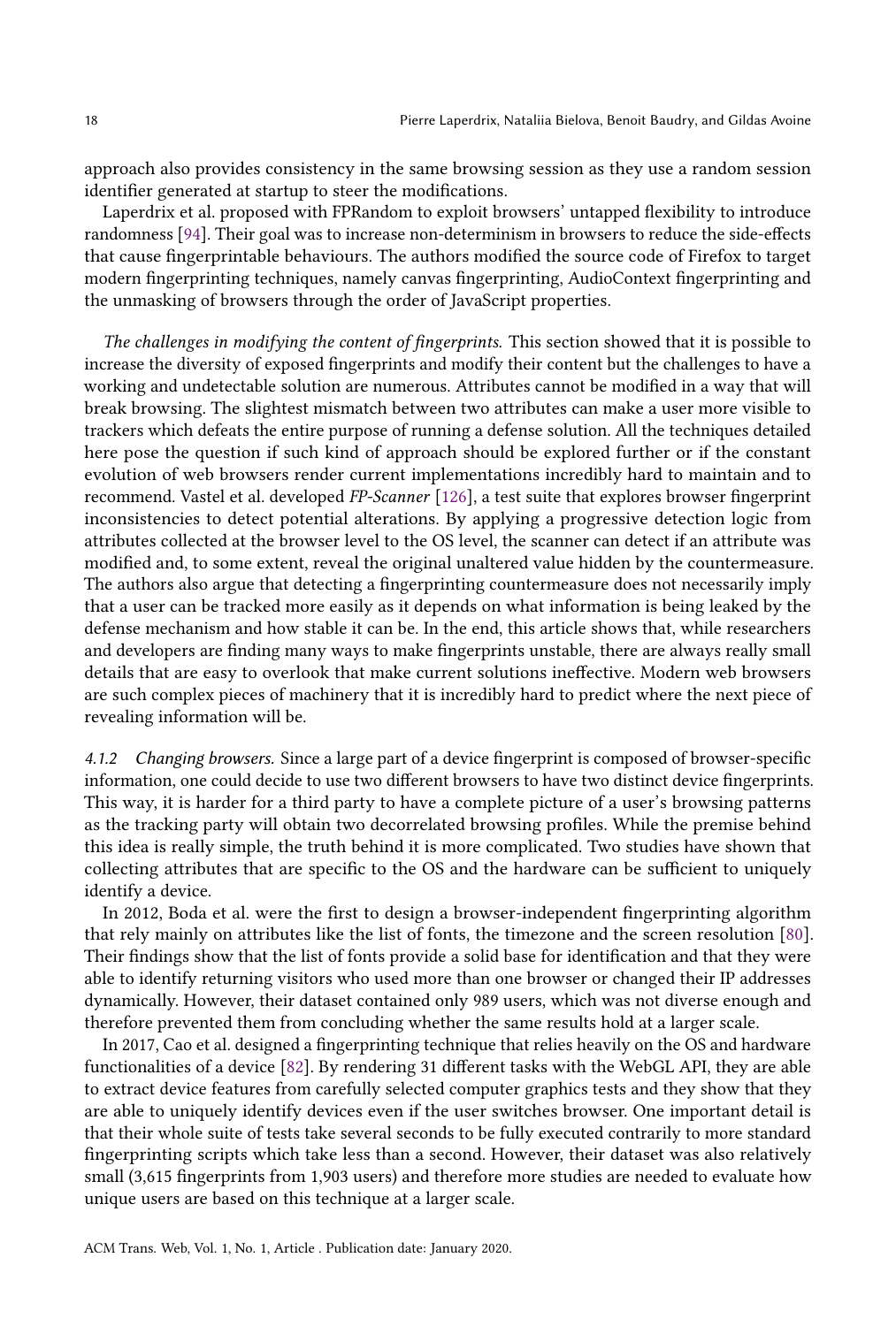approach also provides consistency in the same browsing session as they use a random session identifier generated at startup to steer the modifications.

Laperdrix et al. proposed with FPRandom to exploit browsers' untapped flexibility to introduce randomness [94]. Their goal was to increase non-determinism in browsers to reduce the side-effects that cause fingerprintable behaviours. The authors modified the source code of Firefox to target modern fingerprinting techniques, namely canvas fingerprinting, AudioContext fingerprinting and the unmasking of browsers through the order of JavaScript properties.

*The challenges in modifying the content of fingerprints.* This section showed that it is possible to increase the diversity of exposed fingerprints and modify their content but the challenges to have a working and undetectable solution are numerous. Attributes cannot be modified in a way that will break browsing. The slightest mismatch between two attributes can make a user more visible to trackers which defeats the entire purpose of running a defense solution. All the techniques detailed here pose the question if such kind of approach should be explored further or if the constant evolution of web browsers render current implementations incredibly hard to maintain and to recommend. Vastel et al. developed *FP-Scanner* [126], a test suite that explores browser fingerprint inconsistencies to detect potential alterations. By applying a progressive detection logic from attributes collected at the browser level to the OS level, the scanner can detect if an attribute was modified and, to some extent, reveal the original unaltered value hidden by the countermeasure. The authors also argue that detecting a fingerprinting countermeasure does not necessarily imply that a user can be tracked more easily as it depends on what information is being leaked by the defense mechanism and how stable it can be. In the end, this article shows that, while researchers and developers are finding many ways to make fingerprints unstable, there are always really small details that are easy to overlook that make current solutions ineffective. Modern web browsers are such complex pieces of machinery that it is incredibly hard to predict where the next piece of revealing information will be.

#### 4.1.2 *Changing browsers.*

Since a large part of a device fingerprint is composed of browser-specific information, one could decide to use two different browsers to have two distinct device fingerprints. This way, it is harder for a third party to have a complete picture of a user's browsing patterns as the tracking party will obtain two decorrelated browsing profiles. While the premise behind this idea is really simple, the truth behind it is more complicated. Two studies have shown that collecting attributes that are specific to the OS and the hardware can be sufficient to uniquely identify a device.

In 2012, Boda et al. were the first to design a browser-independent fingerprinting algorithm that rely mainly on attributes like the list of fonts, the timezone and the screen resolution [80]. Their findings show that the list of fonts provide a solid base for identification and that they were able to identify returning visitors who used more than one browser or changed their IP addresses dynamically. However, their dataset contained only 989 users, which was not diverse enough and therefore prevented them from concluding whether the same results hold at a larger scale.

In 2017, Cao et al. designed a fingerprinting technique that relies heavily on the OS and hardware functionalities of a device [82]. By rendering 31 different tasks with the WebGL API, they are able to extract device features from carefully selected computer graphics tests and they show that they are able to uniquely identify devices even if the user switches browser. One important detail is that their whole suite of tests take several seconds to be fully executed contrarily to more standard fingerprinting scripts which take less than a second. However, their dataset was also relatively small (3,615 fingerprints from 1,903 users) and therefore more studies are needed to evaluate how unique users are based on this technique at a larger scale.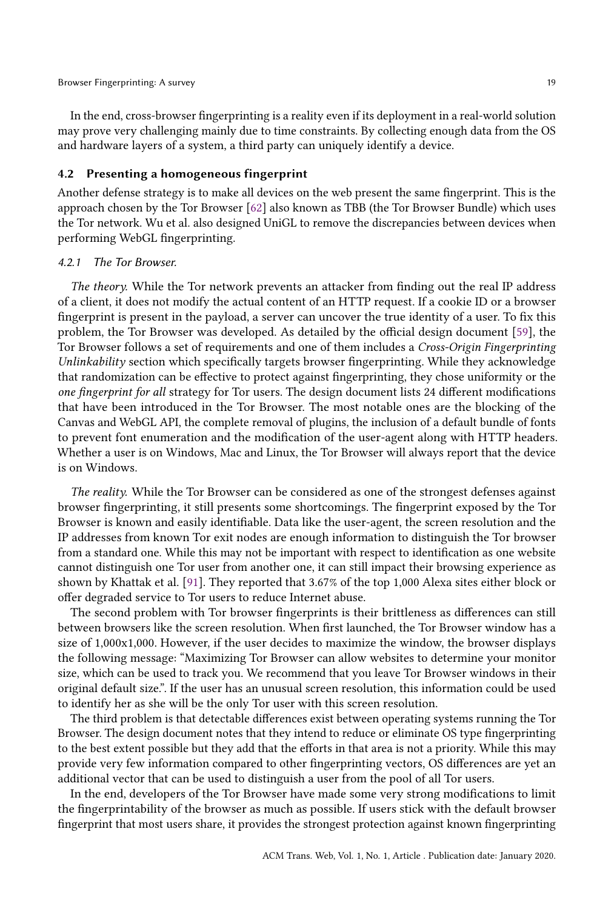In the end, cross-browser fingerprinting is a reality even if its deployment in a real-world solution may prove very challenging mainly due to time constraints. By collecting enough data from the OS and hardware layers of a system, a third party can uniquely identify a device.

### 4.2 Presenting a homogeneous fingerprint

Another defense strategy is to make all devices on the web present the same fingerprint. This is the approach chosen by the Tor Browser [62] also known as TBB (the Tor Browser Bundle) which uses the Tor network. Wu et al. also designed UniGL to remove the discrepancies between devices when performing WebGL fingerprinting.

#### *4.2.1 The Tor Browser.*

*The theory.* While the Tor network prevents an attacker from finding out the real IP address of a client, it does not modify the actual content of an HTTP request. If a cookie ID or a browser fingerprint is present in the payload, a server can uncover the true identity of a user. To fix this problem, the Tor Browser was developed. As detailed by the official design document [59], the Tor Browser follows a set of requirements and one of them includes a *Cross-Origin Fingerprinting Unlinkability* section which specifically targets browser fingerprinting. While they acknowledge that randomization can be effective to protect against fingerprinting, they chose uniformity or the *one fingerprint for all* strategy for Tor users. The design document lists 24 different modifications that have been introduced in the Tor Browser. The most notable ones are the blocking of the Canvas and WebGL API, the complete removal of plugins, the inclusion of a default bundle of fonts to prevent font enumeration and the modification of the user-agent along with HTTP headers. Whether a user is on Windows, Mac and Linux, the Tor Browser will always report that the device is on Windows.

*The reality.* While the Tor Browser can be considered as one of the strongest defenses against browser fingerprinting, it still presents some shortcomings. The fingerprint exposed by the Tor Browser is known and easily identifiable. Data like the user-agent, the screen resolution and the IP addresses from known Tor exit nodes are enough information to distinguish the Tor browser from a standard one. While this may not be important with respect to identification as one website cannot distinguish one Tor user from another one, it can still impact their browsing experience as shown by Khattak et al. [91]. They reported that 3.67% of the top 1,000 Alexa sites either block or offer degraded service to Tor users to reduce Internet abuse.

The second problem with Tor browser fingerprints is their brittleness as differences can still between browsers like the screen resolution. When first launched, the Tor Browser window has a size of 1,000x1,000. However, if the user decides to maximize the window, the browser displays the following message: "Maximizing Tor Browser can allow websites to determine your monitor size, which can be used to track you. We recommend that you leave Tor Browser windows in their original default size.". If the user has an unusual screen resolution, this information could be used to identify her as she will be the only Tor user with this screen resolution.

The third problem is that detectable differences exist between operating systems running the Tor Browser. The design document notes that they intend to reduce or eliminate OS type fingerprinting to the best extent possible but they add that the efforts in that area is not a priority. While this may provide very few information compared to other fingerprinting vectors, OS differences are yet an additional vector that can be used to distinguish a user from the pool of all Tor users.

In the end, developers of the Tor Browser have made some very strong modifications to limit the fingerprintability of the browser as much as possible. If users stick with the default browser fingerprint that most users share, it provides the strongest protection against known fingerprinting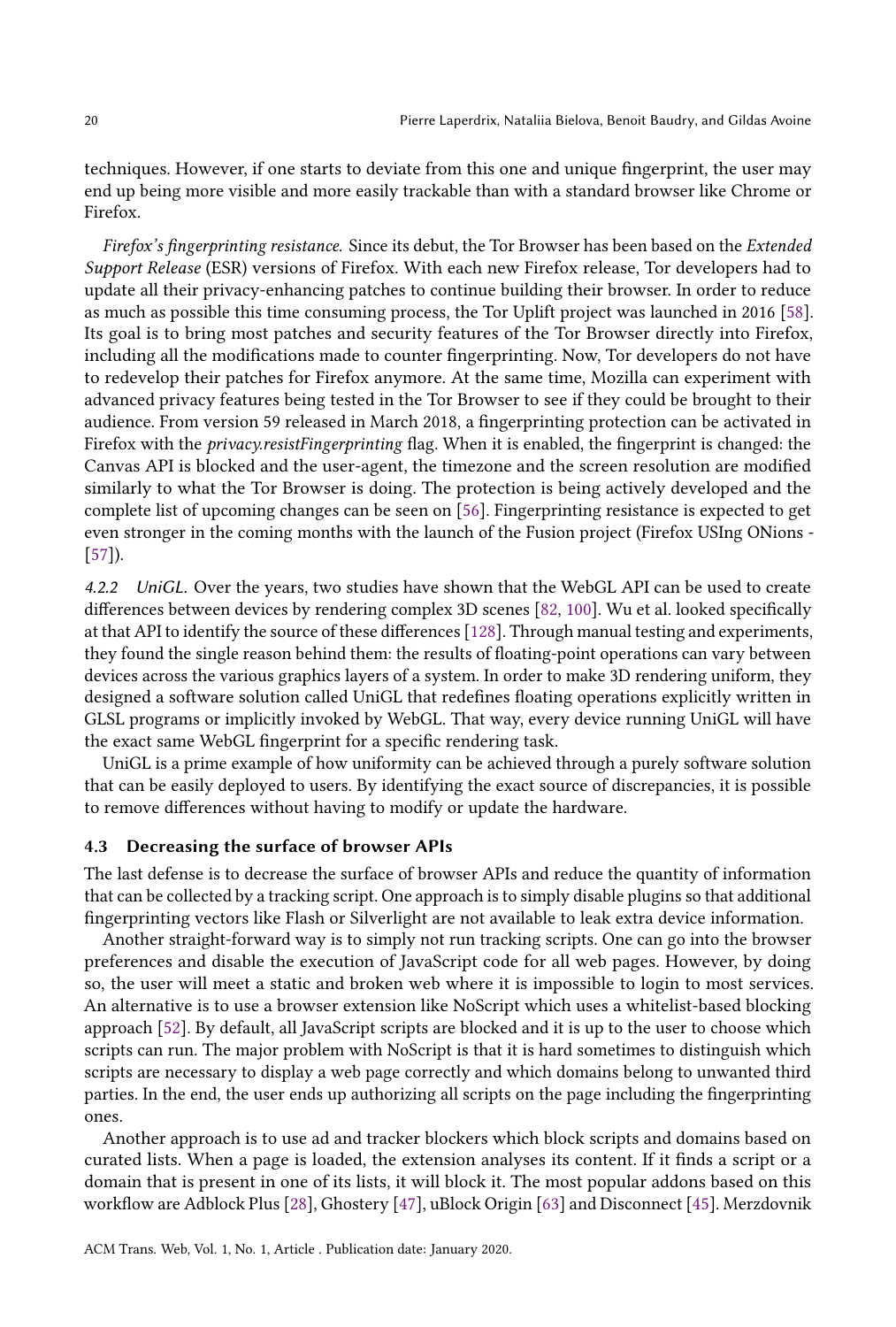techniques. However, if one starts to deviate from this one and unique fingerprint, the user may end up being more visible and more easily trackable than with a standard browser like Chrome or Firefox.

*Firefox's fingerprinting resistance.* Since its debut, the Tor Browser has been based on the *Extended Support Release* (ESR) versions of Firefox. With each new Firefox release, Tor developers had to update all their privacy-enhancing patches to continue building their browser. In order to reduce as much as possible this time consuming process, the Tor Uplift project was launched in 2016 [58]. Its goal is to bring most patches and security features of the Tor Browser directly into Firefox, including all the modifications made to counter fingerprinting. Now, Tor developers do not have to redevelop their patches for Firefox anymore. At the same time, Mozilla can experiment with advanced privacy features being tested in the Tor Browser to see if they could be brought to their audience. From version 59 released in March 2018, a fingerprinting protection can be activated in Firefox with the *privacy.resistFingerprinting* flag. When it is enabled, the fingerprint is changed: the Canvas API is blocked and the user-agent, the timezone and the screen resolution are modified similarly to what the Tor Browser is doing. The protection is being actively developed and the complete list of upcoming changes can be seen on [56]. Fingerprinting resistance is expected to get even stronger in the coming months with the launch of the Fusion project (Firefox USIng ONions - [57]).

### 4.2.2 *UniGL.*

Over the years, two studies have shown that the WebGL API can be used to create differences between devices by rendering complex 3D scenes [82, 100]. Wu et al. looked specifically at that API to identify the source of these differences [128]. Through manual testing and experiments, they found the single reason behind them: the results of floating-point operations can vary between devices across the various graphics layers of a system. In order to make 3D rendering uniform, they designed a software solution called UniGL that redefines floating operations explicitly written in GLSL programs or implicitly invoked by WebGL. That way, every device running UniGL will have the exact same WebGL fingerprint for a specific rendering task.

UniGL is a prime example of how uniformity can be achieved through a purely software solution that can be easily deployed to users. By identifying the exact source of discrepancies, it is possible to remove differences without having to modify or update the hardware.

## 4.3 Decreasing the surface of browser APIs

The last defense is to decrease the surface of browser APIs and reduce the quantity of information that can be collected by a tracking script. One approach is to simply disable plugins so that additional fingerprinting vectors like Flash or Silverlight are not available to leak extra device information.

Another straight-forward way is to simply not run tracking scripts. One can go into the browser preferences and disable the execution of JavaScript code for all web pages. However, by doing so, the user will meet a static and broken web where it is impossible to login to most services. An alternative is to use a browser extension like NoScript which uses a whitelist-based blocking approach [52]. By default, all JavaScript scripts are blocked and it is up to the user to choose which scripts can run. The major problem with NoScript is that it is hard sometimes to distinguish which scripts are necessary to display a web page correctly and which domains belong to unwanted third parties. In the end, the user ends up authorizing all scripts on the page including the fingerprinting ones.

Another approach is to use ad and tracker blockers which block scripts and domains based on curated lists. When a page is loaded, the extension analyses its content. If it finds a script or a domain that is present in one of its lists, it will block it. The most popular addons based on this workflow are Adblock Plus [28], Ghostery [47], uBlock Origin [63] and Disconnect [45]. Merzdovnik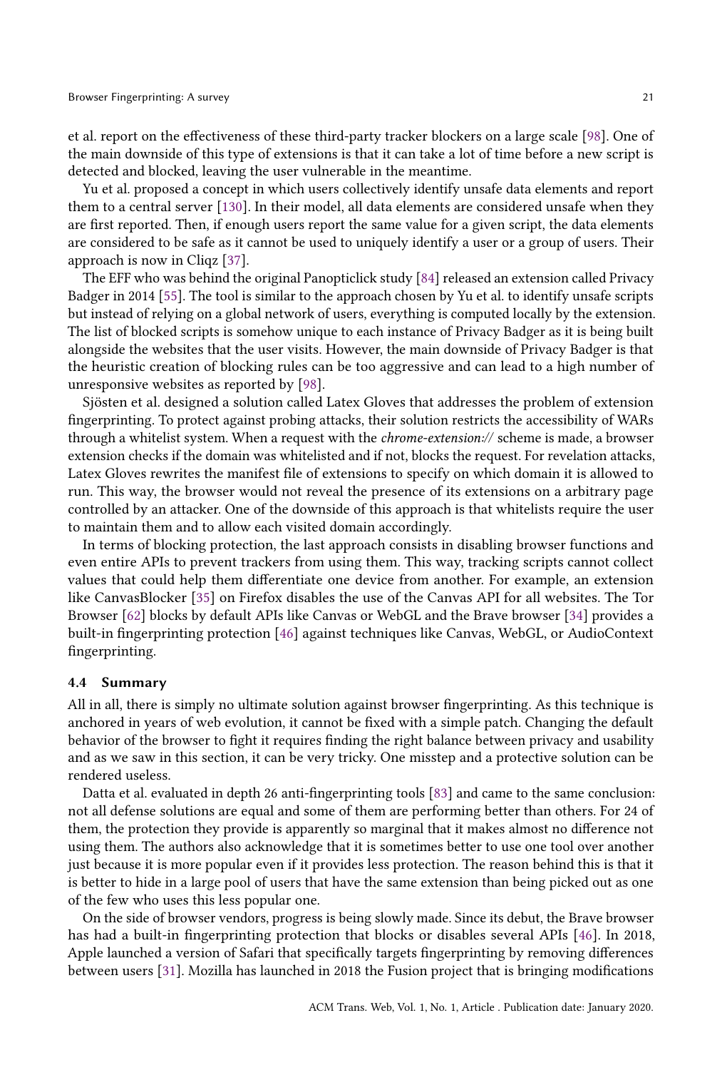et al. report on the effectiveness of these third-party tracker blockers on a large scale [98]. One of the main downside of this type of extensions is that it can take a lot of time before a new script is detected and blocked, leaving the user vulnerable in the meantime.

Yu et al. proposed a concept in which users collectively identify unsafe data elements and report them to a central server [130]. In their model, all data elements are considered unsafe when they are first reported. Then, if enough users report the same value for a given script, the data elements are considered to be safe as it cannot be used to uniquely identify a user or a group of users. Their approach is now in Cliqz [37].

The EFF who was behind the original Panopticlick study [84] released an extension called Privacy Badger in 2014 [55]. The tool is similar to the approach chosen by Yu et al. to identify unsafe scripts but instead of relying on a global network of users, everything is computed locally by the extension. The list of blocked scripts is somehow unique to each instance of Privacy Badger as it is being built alongside the websites that the user visits. However, the main downside of Privacy Badger is that the heuristic creation of blocking rules can be too aggressive and can lead to a high number of unresponsive websites as reported by [98].

Sjösten et al. designed a solution called Latex Gloves that addresses the problem of extension fingerprinting. To protect against probing attacks, their solution restricts the accessibility of WARs through a whitelist system. When a request with the *chrome-extension://* scheme is made, a browser extension checks if the domain was whitelisted and if not, blocks the request. For revelation attacks, Latex Gloves rewrites the manifest file of extensions to specify on which domain it is allowed to run. This way, the browser would not reveal the presence of its extensions on a arbitrary page controlled by an attacker. One of the downside of this approach is that whitelists require the user to maintain them and to allow each visited domain accordingly.

In terms of blocking protection, the last approach consists in disabling browser functions and even entire APIs to prevent trackers from using them. This way, tracking scripts cannot collect values that could help them differentiate one device from another. For example, an extension like CanvasBlocker [35] on Firefox disables the use of the Canvas API for all websites. The Tor Browser [62] blocks by default APIs like Canvas or WebGL and the Brave browser [34] provides a built-in fingerprinting protection [46] against techniques like Canvas, WebGL, or AudioContext fingerprinting.

### 4.4 Summary

All in all, there is simply no ultimate solution against browser fingerprinting. As this technique is anchored in years of web evolution, it cannot be fixed with a simple patch. Changing the default behavior of the browser to fight it requires finding the right balance between privacy and usability and as we saw in this section, it can be very tricky. One misstep and a protective solution can be rendered useless.

Datta et al. evaluated in depth 26 anti-fingerprinting tools [83] and came to the same conclusion: not all defense solutions are equal and some of them are performing better than others. For 24 of them, the protection they provide is apparently so marginal that it makes almost no difference not using them. The authors also acknowledge that it is sometimes better to use one tool over another just because it is more popular even if it provides less protection. The reason behind this is that it is better to hide in a large pool of users that have the same extension than being picked out as one of the few who uses this less popular one.

On the side of browser vendors, progress is being slowly made. Since its debut, the Brave browser has had a built-in fingerprinting protection that blocks or disables several APIs [46]. In 2018, Apple launched a version of Safari that specifically targets fingerprinting by removing differences between users [31]. Mozilla has launched in 2018 the Fusion project that is bringing modifications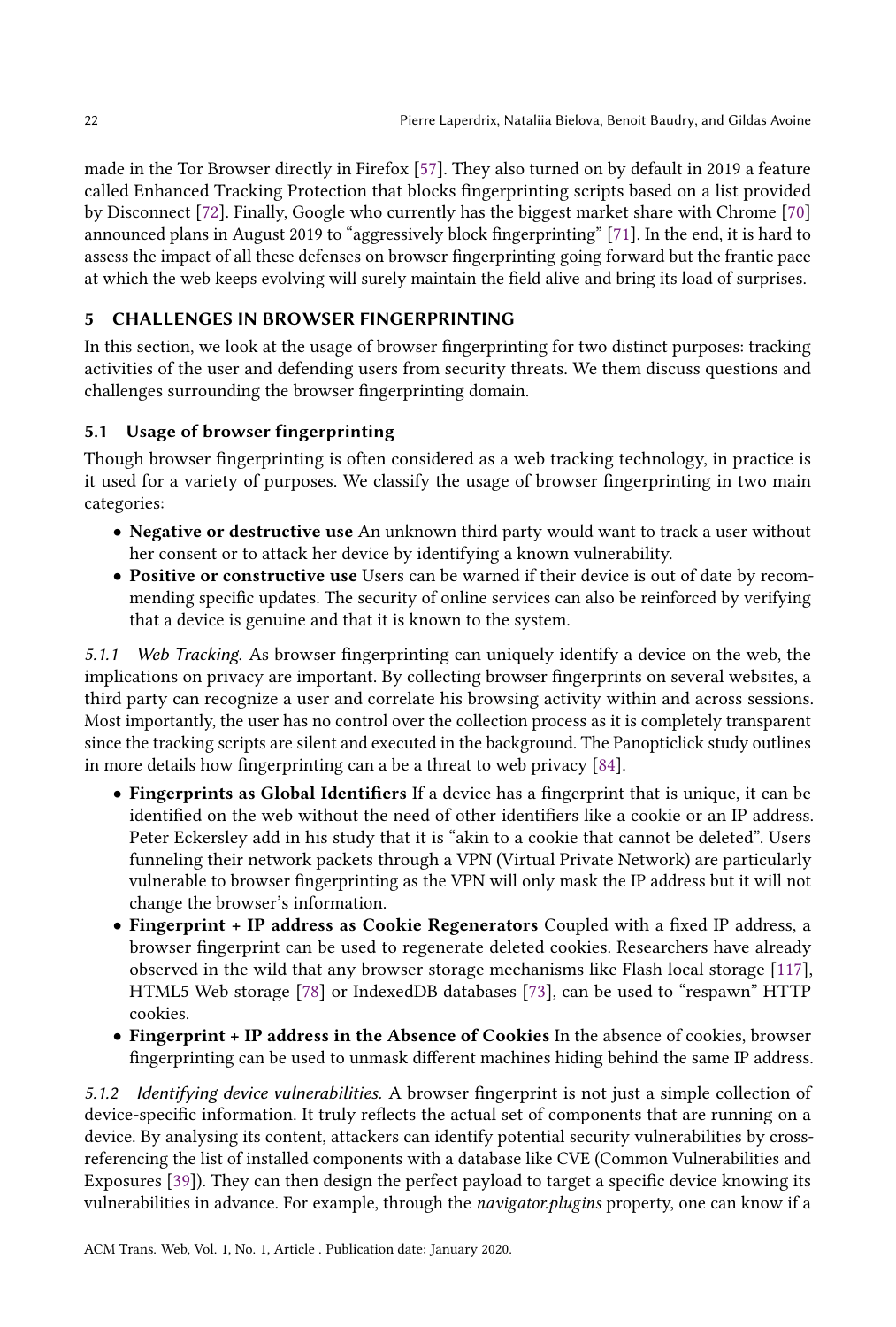made in the Tor Browser directly in Firefox [57]. They also turned on by default in 2019 a feature called Enhanced Tracking Protection that blocks fingerprinting scripts based on a list provided by Disconnect [72]. Finally, Google who currently has the biggest market share with Chrome [70] announced plans in August 2019 to "aggressively block fingerprinting" [71]. In the end, it is hard to assess the impact of all these defenses on browser fingerprinting going forward but the frantic pace at which the web keeps evolving will surely maintain the field alive and bring its load of surprises.

## 5 CHALLENGES IN BROWSER FINGERPRINTING

In this section, we look at the usage of browser fingerprinting for two distinct purposes: tracking activities of the user and defending users from security threats. We them discuss questions and challenges surrounding the browser fingerprinting domain.

### 5.1 Usage of browser fingerprinting

Though browser fingerprinting is often considered as a web tracking technology, in practice is it used for a variety of purposes. We classify the usage of browser fingerprinting in two main categories:

- **Negative or destructive use** An unknown third party would want to track a user without her consent or to attack her device by identifying a known vulnerability.
- **Positive or constructive use** Users can be warned if their device is out of date by recommending specific updates. The security of online services can also be reinforced by verifying that a device is genuine and that it is known to the system.

*5.1.1 Web Tracking.* As browser fingerprinting can uniquely identify a device on the web, the implications on privacy are important. By collecting browser fingerprints on several websites, a third party can recognize a user and correlate his browsing activity within and across sessions. Most importantly, the user has no control over the collection process as it is completely transparent since the tracking scripts are silent and executed in the background. The Panopticlick study outlines in more details how fingerprinting can a be a threat to web privacy [84].

- **Fingerprints as Global Identifiers** If a device has a fingerprint that is unique, it can be identified on the web without the need of other identifiers like a cookie or an IP address. Peter Eckersley add in his study that it is "akin to a cookie that cannot be deleted". Users funneling their network packets through a VPN (Virtual Private Network) are particularly vulnerable to browser fingerprinting as the VPN will only mask the IP address but it will not change the browser's information.
- **Fingerprint + IP address as Cookie Regenerators** Coupled with a fixed IP address, a browser fingerprint can be used to regenerate deleted cookies. Researchers have already observed in the wild that any browser storage mechanisms like Flash local storage [117], HTML5 Web storage [78] or IndexedDB databases [73], can be used to "respawn" HTTP cookies.
- **Fingerprint + IP address in the Absence of Cookies** In the absence of cookies, browser fingerprinting can be used to unmask different machines hiding behind the same IP address.

*5.1.2 Identifying device vulnerabilities.* A browser fingerprint is not just a simple collection of device-specific information. It truly reflects the actual set of components that are running on a device. By analysing its content, attackers can identify potential security vulnerabilities by cross-referencing the list of installed components with a database like CVE (Common Vulnerabilities and Exposures [39]). They can then design the perfect payload to target a specific device knowing its vulnerabilities in advance. For example, through the *navigator.plugins* property, one can know if a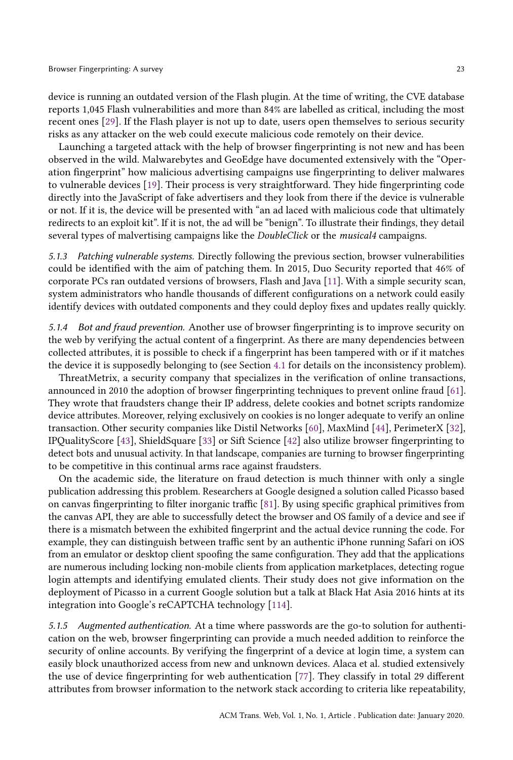device is running an outdated version of the Flash plugin. At the time of writing, the CVE database reports 1,045 Flash vulnerabilities and more than 84% are labelled as critical, including the most recent ones [29]. If the Flash player is not up to date, users open themselves to serious security risks as any attacker on the web could execute malicious code remotely on their device.

Launching a targeted attack with the help of browser fingerprinting is not new and has been observed in the wild. Malwarebytes and GeoEdge have documented extensively with the "Operation fingerprint" how malicious advertising campaigns use fingerprinting to deliver malwares to vulnerable devices [19]. Their process is very straightforward. They hide fingerprinting code directly into the JavaScript of fake advertisers and they look from there if the device is vulnerable or not. If it is, the device will be presented with "an ad laced with malicious code that ultimately redirects to an exploit kit". If it is not, the ad will be "benign". To illustrate their findings, they detail several types of malvertising campaigns like the *DoubleClick* or the *musical4* campaigns.

*5.1.3 Patching vulnerable systems.* Directly following the previous section, browser vulnerabilities could be identified with the aim of patching them. In 2015, Duo Security reported that 46% of corporate PCs ran outdated versions of browsers, Flash and Java [11]. With a simple security scan, system administrators who handle thousands of different configurations on a network could easily identify devices with outdated components and they could deploy fixes and updates really quickly.

*5.1.4 Bot and fraud prevention.* Another use of browser fingerprinting is to improve security on the web by verifying the actual content of a fingerprint. As there are many dependencies between collected attributes, it is possible to check if a fingerprint has been tampered with or if it matches the device it is supposedly belonging to (see Section 4.1 for details on the inconsistency problem).

ThreatMetrix, a security company that specializes in the verification of online transactions, announced in 2010 the adoption of browser fingerprinting techniques to prevent online fraud [61]. They wrote that fraudsters change their IP address, delete cookies and botnet scripts randomize device attributes. Moreover, relying exclusively on cookies is no longer adequate to verify an online transaction. Other security companies like Distil Networks [60], MaxMind [44], PerimeterX [32], IPQualityScore [43], ShieldSquare [33] or Sift Science [42] also utilize browser fingerprinting to detect bots and unusual activity. In that landscape, companies are turning to browser fingerprinting to be competitive in this continual arms race against fraudsters.

On the academic side, the literature on fraud detection is much thinner with only a single publication addressing this problem. Researchers at Google designed a solution called Picasso based on canvas fingerprinting to filter inorganic traffic [81]. By using specific graphical primitives from the canvas API, they are able to successfully detect the browser and OS family of a device and see if there is a mismatch between the exhibited fingerprint and the actual device running the code. For example, they can distinguish between traffic sent by an authentic iPhone running Safari on iOS from an emulator or desktop client spoofing the same configuration. They add that the applications are numerous including locking non-mobile clients from application marketplaces, detecting rogue login attempts and identifying emulated clients. Their study does not give information on the deployment of Picasso in a current Google solution but a talk at Black Hat Asia 2016 hints at its integration into Google's reCAPTCHA technology [114].

*5.1.5 Augmented authentication.* At a time where passwords are the go-to solution for authentication on the web, browser fingerprinting can provide a much needed addition to reinforce the security of online accounts. By verifying the fingerprint of a device at login time, a system can easily block unauthorized access from new and unknown devices. Alaca et al. studied extensively the use of device fingerprinting for web authentication [77]. They classify in total 29 different attributes from browser information to the network stack according to criteria like repeatability,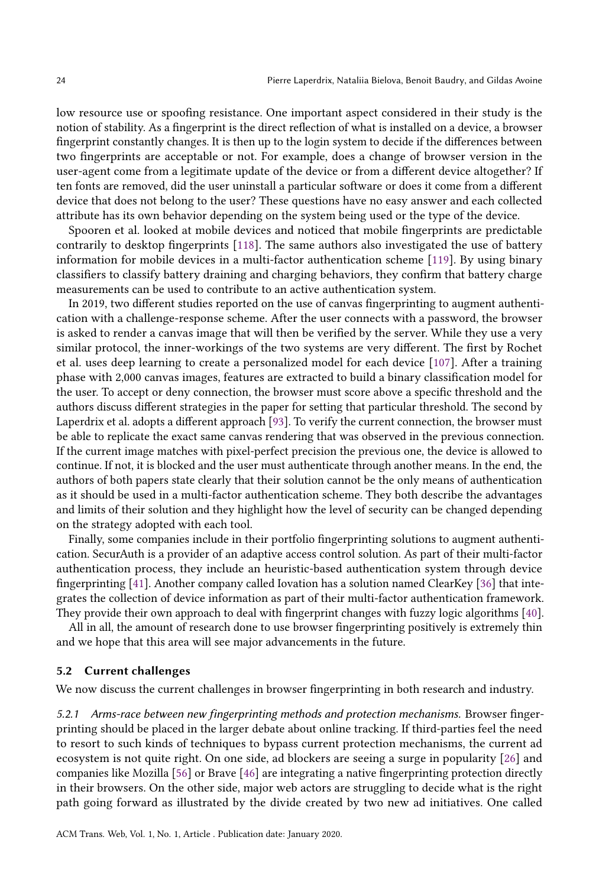low resource use or spoofing resistance. One important aspect considered in their study is the notion of stability. As a fingerprint is the direct reflection of what is installed on a device, a browser fingerprint constantly changes. It is then up to the login system to decide if the differences between two fingerprints are acceptable or not. For example, does a change of browser version in the user-agent come from a legitimate update of the device or from a different device altogether? If ten fonts are removed, did the user uninstall a particular software or does it come from a different device that does not belong to the user? These questions have no easy answer and each collected attribute has its own behavior depending on the system being used or the type of the device.

Spooren et al. looked at mobile devices and noticed that mobile fingerprints are predictable contrarily to desktop fingerprints [118]. The same authors also investigated the use of battery information for mobile devices in a multi-factor authentication scheme [119]. By using binary classifiers to classify battery draining and charging behaviors, they confirm that battery charge measurements can be used to contribute to an active authentication system.

In 2019, two different studies reported on the use of canvas fingerprinting to augment authentication with a challenge-response scheme. After the user connects with a password, the browser is asked to render a canvas image that will then be verified by the server. While they use a very similar protocol, the inner-workings of the two systems are very different. The first by Rochet et al. uses deep learning to create a personalized model for each device [107]. After a training phase with 2,000 canvas images, features are extracted to build a binary classification model for the user. To accept or deny connection, the browser must score above a specific threshold and the authors discuss different strategies in the paper for setting that particular threshold. The second by Laperdrix et al. adopts a different approach [93]. To verify the current connection, the browser must be able to replicate the exact same canvas rendering that was observed in the previous connection. If the current image matches with pixel-perfect precision the previous one, the device is allowed to continue. If not, it is blocked and the user must authenticate through another means. In the end, the authors of both papers state clearly that their solution cannot be the only means of authentication as it should be used in a multi-factor authentication scheme. They both describe the advantages and limits of their solution and they highlight how the level of security can be changed depending on the strategy adopted with each tool.

Finally, some companies include in their portfolio fingerprinting solutions to augment authentication. SecurAuth is a provider of an adaptive access control solution. As part of their multi-factor authentication process, they include an heuristic-based authentication system through device fingerprinting [41]. Another company called Iovation has a solution named ClearKey [36] that integrates the collection of device information as part of their multi-factor authentication framework. They provide their own approach to deal with fingerprint changes with fuzzy logic algorithms [40].

All in all, the amount of research done to use browser fingerprinting positively is extremely thin and we hope that this area will see major advancements in the future.

### 5.2 Current challenges

We now discuss the current challenges in browser fingerprinting in both research and industry.

*5.2.1 Arms-race between new fingerprinting methods and protection mechanisms.* Browser fingerprinting should be placed in the larger debate about online tracking. If third-parties feel the need to resort to such kinds of techniques to bypass current protection mechanisms, the current ad ecosystem is not quite right. On one side, ad blockers are seeing a surge in popularity [26] and companies like Mozilla [56] or Brave [46] are integrating a native fingerprinting protection directly in their browsers. On the other side, major web actors are struggling to decide what is the right path going forward as illustrated by the divide created by two new ad initiatives. One called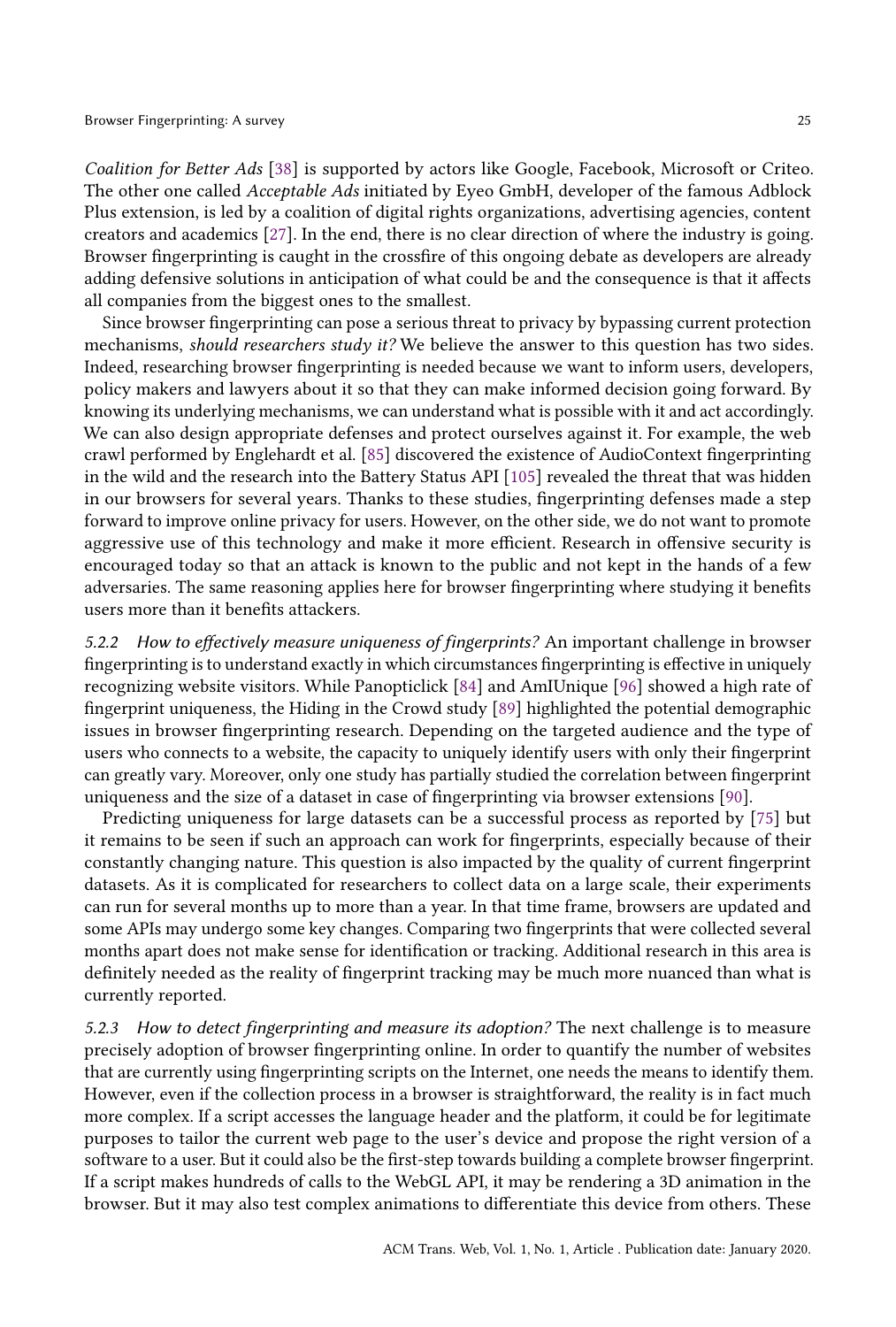*Coalition for Better Ads* [38] is supported by actors like Google, Facebook, Microsoft or Criteo. The other one called *Acceptable Ads* initiated by Eyeo GmbH, developer of the famous Adblock Plus extension, is led by a coalition of digital rights organizations, advertising agencies, content creators and academics [27]. In the end, there is no clear direction of where the industry is going. Browser fingerprinting is caught in the crossfire of this ongoing debate as developers are already adding defensive solutions in anticipation of what could be and the consequence is that it affects all companies from the biggest ones to the smallest.

Since browser fingerprinting can pose a serious threat to privacy by bypassing current protection mechanisms, *should researchers study it?* We believe the answer to this question has two sides. Indeed, researching browser fingerprinting is needed because we want to inform users, developers, policy makers and lawyers about it so that they can make informed decision going forward. By knowing its underlying mechanisms, we can understand what is possible with it and act accordingly. We can also design appropriate defenses and protect ourselves against it. For example, the web crawl performed by Englehardt et al. [85] discovered the existence of AudioContext fingerprinting in the wild and the research into the Battery Status API [105] revealed the threat that was hidden in our browsers for several years. Thanks to these studies, fingerprinting defenses made a step forward to improve online privacy for users. However, on the other side, we do not want to promote aggressive use of this technology and make it more efficient. Research in offensive security is encouraged today so that an attack is known to the public and not kept in the hands of a few adversaries. The same reasoning applies here for browser fingerprinting where studying it benefits users more than it benefits attackers.

*5.2.2 How to effectively measure uniqueness of fingerprints?* An important challenge in browser fingerprinting is to understand exactly in which circumstances fingerprinting is effective in uniquely recognizing website visitors. While Panopticlick [84] and AmIUnique [96] showed a high rate of fingerprint uniqueness, the Hiding in the Crowd study [89] highlighted the potential demographic issues in browser fingerprinting research. Depending on the targeted audience and the type of users who connects to a website, the capacity to uniquely identify users with only their fingerprint can greatly vary. Moreover, only one study has partially studied the correlation between fingerprint uniqueness and the size of a dataset in case of fingerprinting via browser extensions [90].

Predicting uniqueness for large datasets can be a successful process as reported by [75] but it remains to be seen if such an approach can work for fingerprints, especially because of their constantly changing nature. This question is also impacted by the quality of current fingerprint datasets. As it is complicated for researchers to collect data on a large scale, their experiments can run for several months up to more than a year. In that time frame, browsers are updated and some APIs may undergo some key changes. Comparing two fingerprints that were collected several months apart does not make sense for identification or tracking. Additional research in this area is definitely needed as the reality of fingerprint tracking may be much more nuanced than what is currently reported.

*5.2.3 How to detect fingerprinting and measure its adoption?* The next challenge is to measure precisely adoption of browser fingerprinting online. In order to quantify the number of websites that are currently using fingerprinting scripts on the Internet, one needs the means to identify them. However, even if the collection process in a browser is straightforward, the reality is in fact much more complex. If a script accesses the language header and the platform, it could be for legitimate purposes to tailor the current web page to the user's device and propose the right version of a software to a user. But it could also be the first-step towards building a complete browser fingerprint. If a script makes hundreds of calls to the WebGL API, it may be rendering a 3D animation in the browser. But it may also test complex animations to differentiate this device from others. These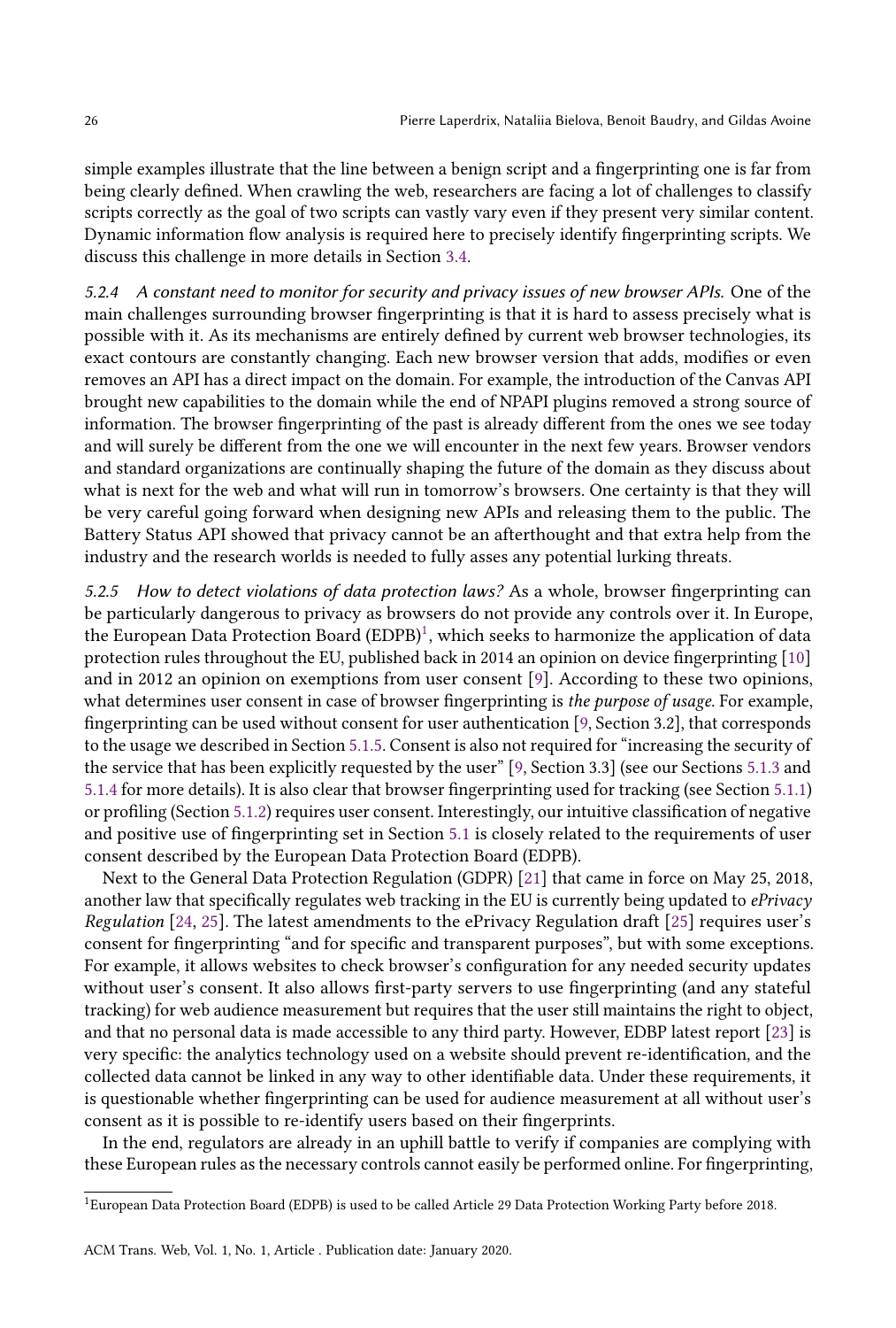simple examples illustrate that the line between a benign script and a fingerprinting one is far from being clearly defined. When crawling the web, researchers are facing a lot of challenges to classify scripts correctly as the goal of two scripts can vastly vary even if they present very similar content. Dynamic information flow analysis is required here to precisely identify fingerprinting scripts. We discuss this challenge in more details in Section 3.4.

*5.2.4 A constant need to monitor for security and privacy issues of new browser APIs.* One of the main challenges surrounding browser fingerprinting is that it is hard to assess precisely what is possible with it. As its mechanisms are entirely defined by current web browser technologies, its exact contours are constantly changing. Each new browser version that adds, modifies or even removes an API has a direct impact on the domain. For example, the introduction of the Canvas API brought new capabilities to the domain while the end of NPAPI plugins removed a strong source of information. The browser fingerprinting of the past is already different from the ones we see today and will surely be different from the one we will encounter in the next few years. Browser vendors and standard organizations are continually shaping the future of the domain as they discuss about what is next for the web and what will run in tomorrow's browsers. One certainty is that they will be very careful going forward when designing new APIs and releasing them to the public. The Battery Status API showed that privacy cannot be an afterthought and that extra help from the industry and the research worlds is needed to fully asses any potential lurking threats.

*5.2.5 How to detect violations of data protection laws?* As a whole, browser fingerprinting can be particularly dangerous to privacy as browsers do not provide any controls over it. In Europe, the European Data Protection Board (EDPB)[1], which seeks to harmonize the application of data protection rules throughout the EU, published back in 2014 an opinion on device fingerprinting [10] and in 2012 an opinion on exemptions from user consent [9]. According to these two opinions, what determines user consent in case of browser fingerprinting is *the purpose of usage*. For example, fingerprinting can be used without consent for user authentication [9, Section 3.2], that corresponds to the usage we described in Section 5.1.5. Consent is also not required for "increasing the security of the service that has been explicitly requested by the user" [9, Section 3.3] (see our Sections 5.1.3 and 5.1.4 for more details). It is also clear that browser fingerprinting used for tracking (see Section 5.1.1) or profiling (Section 5.1.2) requires user consent. Interestingly, our intuitive classification of negative and positive use of fingerprinting set in Section 5.1 is closely related to the requirements of user consent described by the European Data Protection Board (EDPB).

Next to the General Data Protection Regulation (GDPR) [21] that came in force on May 25, 2018, another law that specifically regulates web tracking in the EU is currently being updated to *ePrivacy Regulation* [24, 25]. The latest amendments to the ePrivacy Regulation draft [25] requires user's consent for fingerprinting "and for specific and transparent purposes", but with some exceptions. For example, it allows websites to check browser's configuration for any needed security updates without user's consent. It also allows first-party servers to use fingerprinting (and any stateful tracking) for web audience measurement but requires that the user still maintains the right to object, and that no personal data is made accessible to any third party. However, EDBP latest report [23] is very specific: the analytics technology used on a website should prevent re-identification, and the collected data cannot be linked in any way to other identifiable data. Under these requirements, it is questionable whether fingerprinting can be used for audience measurement at all without user's consent as it is possible to re-identify users based on their fingerprints.

In the end, regulators are already in an uphill battle to verify if companies are complying with these European rules as the necessary controls cannot easily be performed online. For fingerprinting,

[1] European Data Protection Board (EDPB) is used to be called Article 29 Data Protection Working Party before 2018.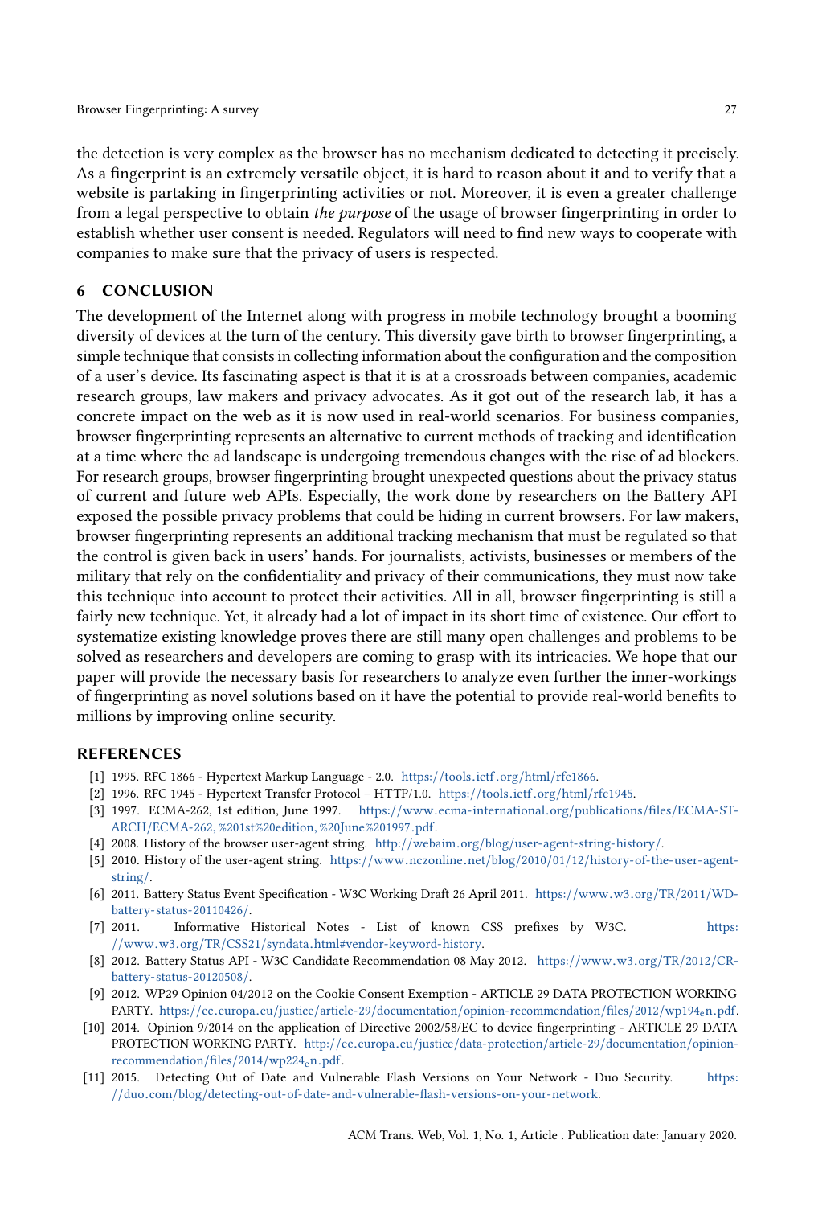the detection is very complex as the browser has no mechanism dedicated to detecting it precisely. As a fingerprint is an extremely versatile object, it is hard to reason about it and to verify that a website is partaking in fingerprinting activities or not. Moreover, it is even a greater challenge from a legal perspective to obtain *the purpose* of the usage of browser fingerprinting in order to establish whether user consent is needed. Regulators will need to find new ways to cooperate with companies to make sure that the privacy of users is respected.

## 6 CONCLUSION

The development of the Internet along with progress in mobile technology brought a booming diversity of devices at the turn of the century. This diversity gave birth to browser fingerprinting, a simple technique that consists in collecting information about the configuration and the composition of a user's device. Its fascinating aspect is that it is at a crossroads between companies, academic research groups, law makers and privacy advocates. As it got out of the research lab, it has a concrete impact on the web as it is now used in real-world scenarios. For business companies, browser fingerprinting represents an alternative to current methods of tracking and identification at a time where the ad landscape is undergoing tremendous changes with the rise of ad blockers. For research groups, browser fingerprinting brought unexpected questions about the privacy status of current and future web APIs. Especially, the work done by researchers on the Battery API exposed the possible privacy problems that could be hiding in current browsers. For law makers, browser fingerprinting represents an additional tracking mechanism that must be regulated so that the control is given back in users' hands. For journalists, activists, businesses or members of the military that rely on the confidentiality and privacy of their communications, they must now take this technique into account to protect their activities. All in all, browser fingerprinting is still a fairly new technique. Yet, it already had a lot of impact in its short time of existence. Our effort to systematize existing knowledge proves there are still many open challenges and problems to be solved as researchers and developers are coming to grasp with its intricacies. We hope that our paper will provide the necessary basis for researchers to analyze even further the inner-workings of fingerprinting as novel solutions based on it have the potential to provide real-world benefits to millions by improving online security.

## REFERENCES

[1] 1995. RFC 1866 - Hypertext Markup Language - 2.0. https://tools.ietf.org/html/rfc1866.

[2] 1996. RFC 1945 - Hypertext Transfer Protocol – HTTP/1.0. https://tools.ietf.org/html/rfc1945.

[3] 1997. ECMA-262, 1st edition, June 1997. https://www.ecma-international.org/publications/files/ECMA-ST-ARCH/ECMA-262,%201st%20edition,%20June%201997.pdf.

[4] 2008. History of the browser user-agent string. http://webaim.org/blog/user-agent-string-history/.

[5] 2010. History of the user-agent string. https://www.nczonline.net/blog/2010/01/12/history-of-the-user-agent-string/.

[6] 2011. Battery Status Event Specification - W3C Working Draft 26 April 2011. https://www.w3.org/TR/2011/WD-battery-status-20110426/.

[7] 2011. Informative Historical Notes - List of known CSS prefixes by W3C. https://www.w3.org/TR/CSS21/syndata.html#vendor-keyword-history.

[8] 2012. Battery Status API - W3C Candidate Recommendation 08 May 2012. https://www.w3.org/TR/2012/CR-battery-status-20120508/.

[9] 2012. WP29 Opinion 04/2012 on the Cookie Consent Exemption - ARTICLE 29 DATA PROTECTION WORKING PARTY. https://ec.europa.eu/justice/article-29/documentation/opinion-recommendation/files/2012/wp194_en.pdf.

[10] 2014. Opinion 9/2014 on the application of Directive 2002/58/EC to device fingerprinting - ARTICLE 29 DATA PROTECTION WORKING PARTY. http://ec.europa.eu/justice/data-protection/article-29/documentation/opinion-recommendation/files/2014/wp224_en.pdf.

[11] 2015. Detecting Out of Date and Vulnerable Flash Versions on Your Network - Duo Security. https://duo.com/blog/detecting-out-of-date-and-vulnerable-flash-versions-on-your-network.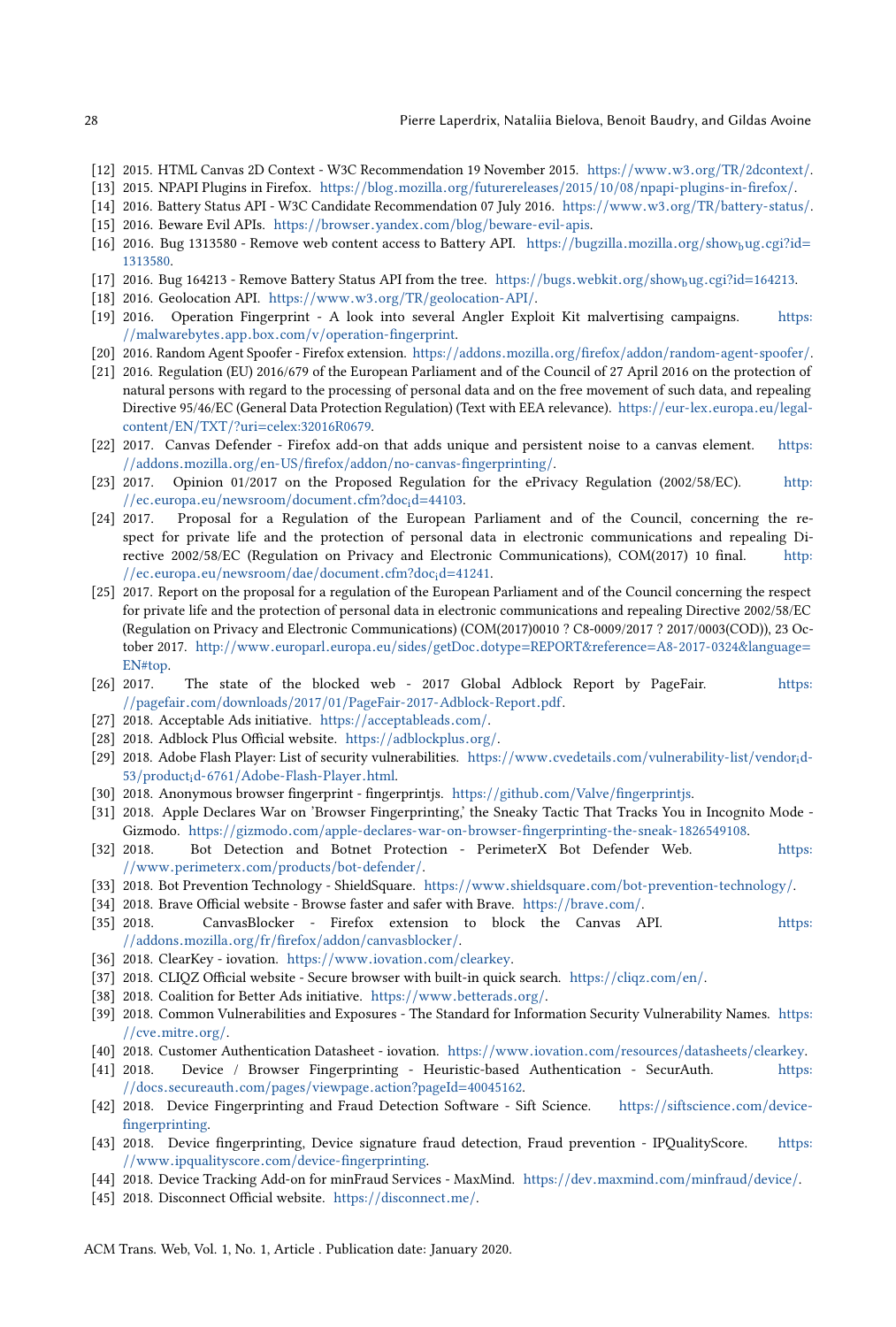[12] 2015. HTML Canvas 2D Context - W3C Recommendation 19 November 2015. https://www.w3.org/TR/2dcontext/.

[13] 2015. NPAPI Plugins in Firefox. https://blog.mozilla.org/futurereleases/2015/10/08/npapi-plugins-in-firefox/.

[14] 2016. Battery Status API - W3C Candidate Recommendation 07 July 2016. https://www.w3.org/TR/battery-status/.

[15] 2016. Beware Evil APIs. https://browser.yandex.com/blog/beware-evil-apis.

[16] 2016. Bug 1313580 - Remove web content access to Battery API. https://bugzilla.mozilla.org/show_bug.cgi?id=1313580.

[17] 2016. Bug 164213 - Remove Battery Status API from the tree. https://bugs.webkit.org/show_bug.cgi?id=164213.

[18] 2016. Geolocation API. https://www.w3.org/TR/geolocation-API/.

[19] 2016. Operation Fingerprint - A look into several Angler Exploit Kit malvertising campaigns. https://malwarebytes.app.box.com/v/operation-fingerprint.

[20] 2016. Random Agent Spoofer - Firefox extension. https://addons.mozilla.org/firefox/addon/random-agent-spoofer/.

[21] 2016. Regulation (EU) 2016/679 of the European Parliament and of the Council of 27 April 2016 on the protection of natural persons with regard to the processing of personal data and on the free movement of such data, and repealing Directive 95/46/EC (General Data Protection Regulation) (Text with EEA relevance). https://eur-lex.europa.eu/legal-content/EN/TXT/?uri=celex:32016R0679.

[22] 2017. Canvas Defender - Firefox add-on that adds unique and persistent noise to a canvas element. https://addons.mozilla.org/en-US/firefox/addon/no-canvas-fingerprinting/.

[23] 2017. Opinion 01/2017 on the Proposed Regulation for the ePrivacy Regulation (2002/58/EC). http://ec.europa.eu/newsroom/document.cfm?doc_id=44103.

[24] 2017. Proposal for a Regulation of the European Parliament and of the Council, concerning the respect for private life and the protection of personal data in electronic communications and repealing Directive 2002/58/EC (Regulation on Privacy and Electronic Communications), COM(2017) 10 final. http://ec.europa.eu/newsroom/dae/document.cfm?doc_id=41241.

[25] 2017. Report on the proposal for a regulation of the European Parliament and of the Council concerning the respect for private life and the protection of personal data in electronic communications and repealing Directive 2002/58/EC (Regulation on Privacy and Electronic Communications) (COM(2017)0010 ? C8-0009/2017 ? 2017/0003(COD)), 23 October 2017. http://www.europarl.europa.eu/sides/getDoc.dotype=REPORT&reference=A8-2017-0324&language=EN#top.

[26] 2017. The state of the blocked web - 2017 Global Adblock Report by PageFair. https://pagefair.com/downloads/2017/01/PageFair-2017-Adblock-Report.pdf.

[27] 2018. Acceptable Ads initiative. https://acceptableads.com/.

[28] 2018. Adblock Plus Official website. https://adblockplus.org/.

[29] 2018. Adobe Flash Player: List of security vulnerabilities. https://www.cvedetails.com/vulnerability-list/vendor_id-53/product_id-6761/Adobe-Flash-Player.html.

[30] 2018. Anonymous browser fingerprint - fingerprintjs. https://github.com/Valve/fingerprintjs.

[31] 2018. Apple Declares War on 'Browser Fingerprinting,' the Sneaky Tactic That Tracks You in Incognito Mode - Gizmodo. https://gizmodo.com/apple-declares-war-on-browser-fingerprinting-the-sneak-1826549108.

[32] 2018. Bot Detection and Botnet Protection - PerimeterX Bot Defender Web. https://www.perimeterx.com/products/bot-defender/.

[33] 2018. Bot Prevention Technology - ShieldSquare. https://www.shieldsquare.com/bot-prevention-technology/.

[34] 2018. Brave Official website - Browse faster and safer with Brave. https://brave.com/.

[35] 2018. CanvasBlocker - Firefox extension to block the Canvas API. https://addons.mozilla.org/fr/firefox/addon/canvasblocker/.

[36] 2018. ClearKey - iovation. https://www.iovation.com/clearkey.

[37] 2018. CLIQZ Official website - Secure browser with built-in quick search. https://cliqz.com/en/.

[38] 2018. Coalition for Better Ads initiative. https://www.betterads.org/.

[39] 2018. Common Vulnerabilities and Exposures - The Standard for Information Security Vulnerability Names. https://cve.mitre.org/.

[40] 2018. Customer Authentication Datasheet - iovation. https://www.iovation.com/resources/datasheets/clearkey.

[41] 2018. Device / Browser Fingerprinting - Heuristic-based Authentication - SecurAuth. https://docs.secureauth.com/pages/viewpage.action?pageId=40045162.

[42] 2018. Device Fingerprinting and Fraud Detection Software - Sift Science. https://siftscience.com/device-fingerprinting.

[43] 2018. Device fingerprinting, Device signature fraud detection, Fraud prevention - IPQualityScore. https://www.ipqualityscore.com/device-fingerprinting.

[44] 2018. Device Tracking Add-on for minFraud Services - MaxMind. https://dev.maxmind.com/minfraud/device/.

[45] 2018. Disconnect Official website. https://disconnect.me/.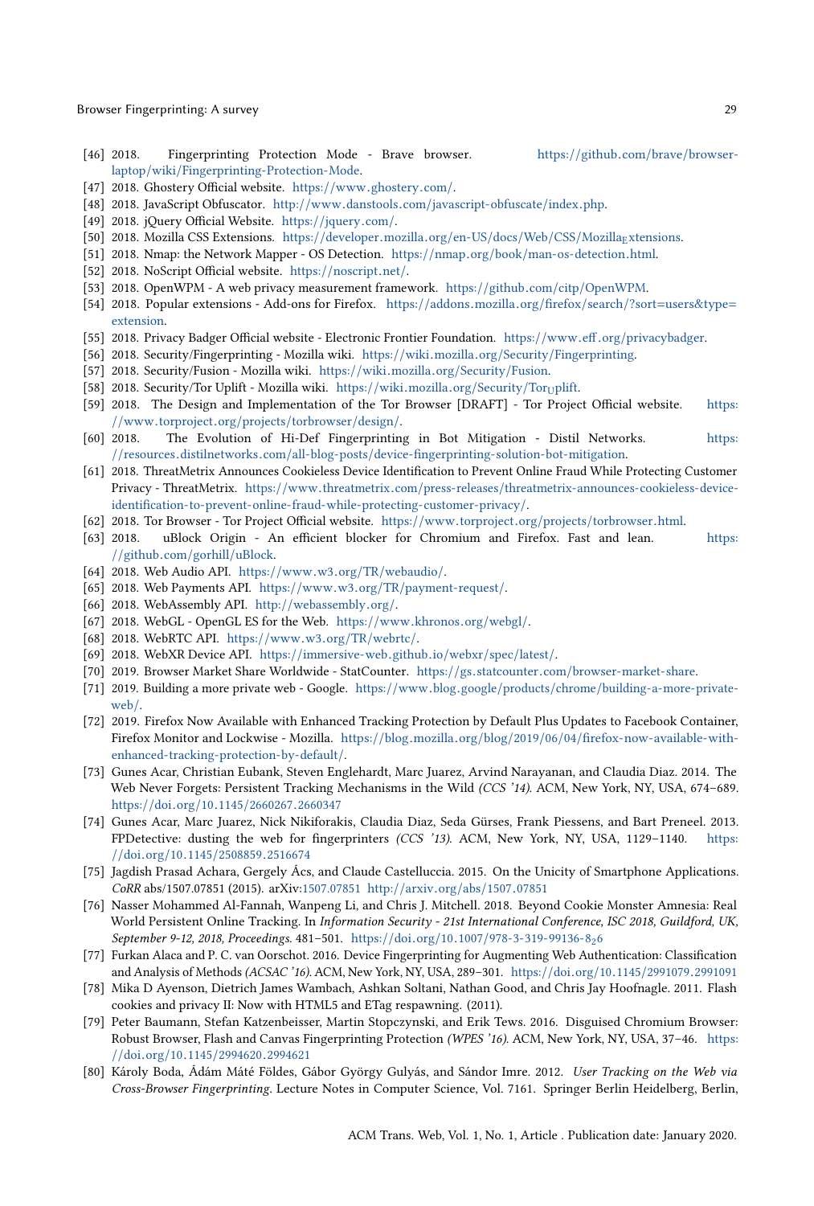- [46] 2018. Fingerprinting Protection Mode - Brave browser. https://github.com/brave/browser-laptop/wiki/Fingerprinting-Protection-Mode.
- [47] 2018. Ghostery Official website. https://www.ghostery.com/.
- [48] 2018. JavaScript Obfuscator. http://www.danstools.com/javascript-obfuscate/index.php.
- [49] 2018. jQuery Official Website. https://jquery.com/.
- [50] 2018. Mozilla CSS Extensions. https://developer.mozilla.org/en-US/docs/Web/CSS/Mozilla$_E$xtensions.
- [51] 2018. Nmap: the Network Mapper - OS Detection. https://nmap.org/book/man-os-detection.html.
- [52] 2018. NoScript Official website. https://noscript.net/.
- [53] 2018. OpenWPM - A web privacy measurement framework. https://github.com/citp/OpenWPM.
- [54] 2018. Popular extensions - Add-ons for Firefox. https://addons.mozilla.org/firefox/search/?sort=users&type=extension.
- [55] 2018. Privacy Badger Official website - Electronic Frontier Foundation. https://www.eff.org/privacybadger.
- [56] 2018. Security/Fingerprinting - Mozilla wiki. https://wiki.mozilla.org/Security/Fingerprinting.
- [57] 2018. Security/Fusion - Mozilla wiki. https://wiki.mozilla.org/Security/Fusion.
- [58] 2018. Security/Tor Uplift - Mozilla wiki. https://wiki.mozilla.org/Security/Tor$_U$plift.
- [59] 2018. The Design and Implementation of the Tor Browser [DRAFT] - Tor Project Official website. https://www.torproject.org/projects/torbrowser/design/.
- [60] 2018. The Evolution of Hi-Def Fingerprinting in Bot Mitigation - Distil Networks. https://resources.distilnetworks.com/all-blog-posts/device-fingerprinting-solution-bot-mitigation.
- [61] 2018. ThreatMetrix Announces Cookieless Device Identification to Prevent Online Fraud While Protecting Customer Privacy - ThreatMetrix. https://www.threatmetrix.com/press-releases/threatmetrix-announces-cookieless-device-identification-to-prevent-online-fraud-while-protecting-customer-privacy/.
- [62] 2018. Tor Browser - Tor Project Official website. https://www.torproject.org/projects/torbrowser.html.
- [63] 2018. uBlock Origin - An efficient blocker for Chromium and Firefox. Fast and lean. https://github.com/gorhill/uBlock.
- [64] 2018. Web Audio API. https://www.w3.org/TR/webaudio/.
- [65] 2018. Web Payments API. https://www.w3.org/TR/payment-request/.
- [66] 2018. WebAssembly API. http://webassembly.org/.
- [67] 2018. WebGL - OpenGL ES for the Web. https://www.khronos.org/webgl/.
- [68] 2018. WebRTC API. https://www.w3.org/TR/webrtc/.
- [69] 2018. WebXR Device API. https://immersive-web.github.io/webxr/spec/latest/.
- [70] 2019. Browser Market Share Worldwide - StatCounter. https://gs.statcounter.com/browser-market-share.
- [71] 2019. Building a more private web - Google. https://www.blog.google/products/chrome/building-a-more-private-web/.
- [72] 2019. Firefox Now Available with Enhanced Tracking Protection by Default Plus Updates to Facebook Container, Firefox Monitor and Lockwise - Mozilla. https://blog.mozilla.org/blog/2019/06/04/firefox-now-available-with-enhanced-tracking-protection-by-default/.
- [73] Gunes Acar, Christian Eubank, Steven Englehardt, Marc Juarez, Arvind Narayanan, and Claudia Diaz. 2014. The Web Never Forgets: Persistent Tracking Mechanisms in the Wild *(CCS '14)*. ACM, New York, NY, USA, 674–689. https://doi.org/10.1145/2660267.2660347
- [74] Gunes Acar, Marc Juarez, Nick Nikiforakis, Claudia Diaz, Seda Gürses, Frank Piessens, and Bart Preneel. 2013. FPDetective: dusting the web for fingerprinters *(CCS '13)*. ACM, New York, NY, USA, 1129–1140. https://doi.org/10.1145/2508859.2516674
- [75] Jagdish Prasad Achara, Gergely Ács, and Claude Castelluccia. 2015. On the Unicity of Smartphone Applications. *CoRR* abs/1507.07851 (2015). arXiv:1507.07851 http://arxiv.org/abs/1507.07851
- [76] Nasser Mohammed Al-Fannah, Wanpeng Li, and Chris J. Mitchell. 2018. Beyond Cookie Monster Amnesia: Real World Persistent Online Tracking. In *Information Security - 21st International Conference, ISC 2018, Guildford, UK, September 9-12, 2018, Proceedings*. 481–501. https://doi.org/10.1007/978-3-319-99136-8$_2$6
- [77] Furkan Alaca and P. C. van Oorschot. 2016. Device Fingerprinting for Augmenting Web Authentication: Classification and Analysis of Methods *(ACSAC '16)*. ACM, New York, NY, USA, 289–301. https://doi.org/10.1145/2991079.2991091
- [78] Mika D Ayenson, Dietrich James Wambach, Ashkan Soltani, Nathan Good, and Chris Jay Hoofnagle. 2011. Flash cookies and privacy II: Now with HTML5 and ETag respawning. (2011).
- [79] Peter Baumann, Stefan Katzenbeisser, Martin Stopczynski, and Erik Tews. 2016. Disguised Chromium Browser: Robust Browser, Flash and Canvas Fingerprinting Protection *(WPES '16)*. ACM, New York, NY, USA, 37–46. https://doi.org/10.1145/2994620.2994621
- [80] Károly Boda, Ádám Máté Földes, Gábor György Gulyás, and Sándor Imre. 2012. *User Tracking on the Web via Cross-Browser Fingerprinting*. Lecture Notes in Computer Science, Vol. 7161. Springer Berlin Heidelberg, Berlin,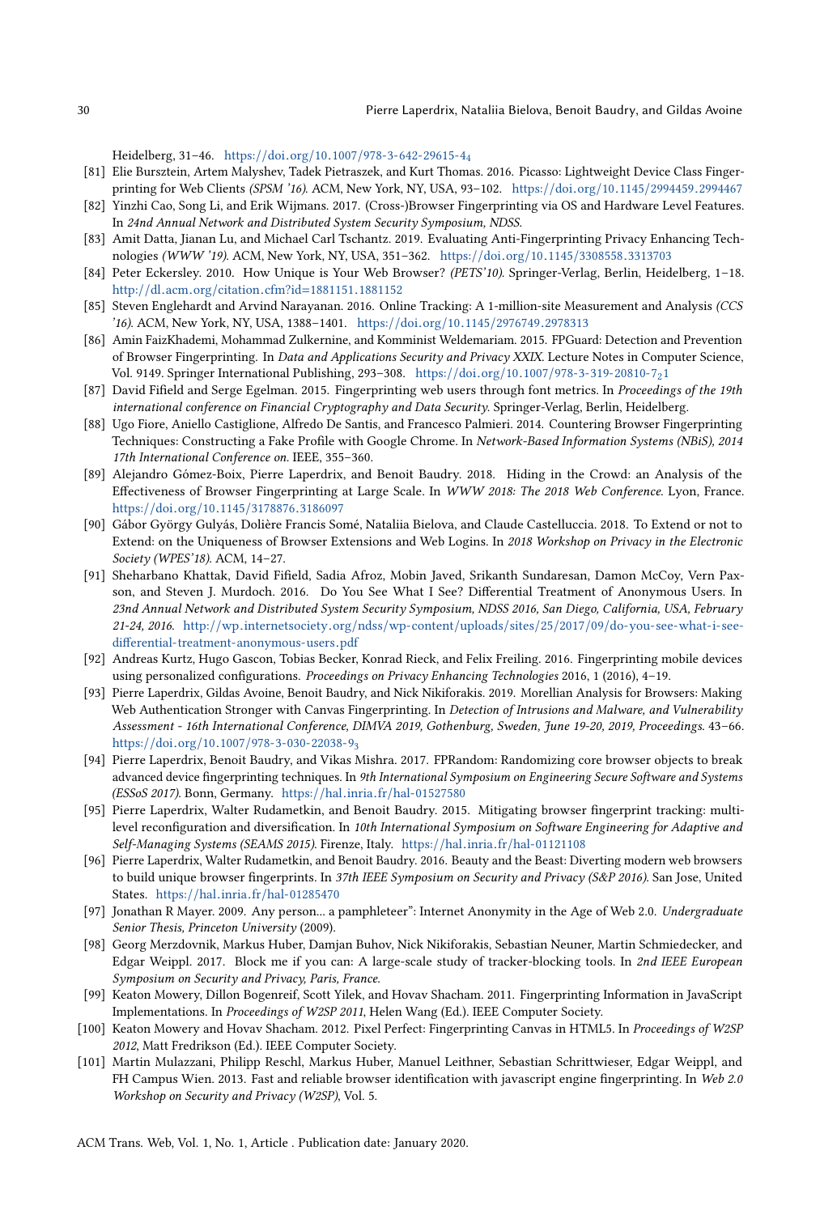Heidelberg, 31–46. https://doi.org/10.1007/978-3-642-29615-4_4

[81] Elie Bursztein, Artem Malyshev, Tadek Pietraszek, and Kurt Thomas. 2016. Picasso: Lightweight Device Class Fingerprinting for Web Clients *(SPSM '16)*. ACM, New York, NY, USA, 93–102. https://doi.org/10.1145/2994459.2994467

[82] Yinzhi Cao, Song Li, and Erik Wijmans. 2017. (Cross-)Browser Fingerprinting via OS and Hardware Level Features. In *24nd Annual Network and Distributed System Security Symposium, NDSS*.

[83] Amit Datta, Jianan Lu, and Michael Carl Tschantz. 2019. Evaluating Anti-Fingerprinting Privacy Enhancing Technologies *(WWW '19)*. ACM, New York, NY, USA, 351–362. https://doi.org/10.1145/3308558.3313703

[84] Peter Eckersley. 2010. How Unique is Your Web Browser? *(PETS'10)*. Springer-Verlag, Berlin, Heidelberg, 1–18. http://dl.acm.org/citation.cfm?id=1881151.1881152

[85] Steven Englehardt and Arvind Narayanan. 2016. Online Tracking: A 1-million-site Measurement and Analysis *(CCS '16)*. ACM, New York, NY, USA, 1388–1401. https://doi.org/10.1145/2976749.2978313

[86] Amin FaizKhademi, Mohammad Zulkernine, and Komminist Weldemariam. 2015. FPGuard: Detection and Prevention of Browser Fingerprinting. In *Data and Applications Security and Privacy XXIX*. Lecture Notes in Computer Science, Vol. 9149. Springer International Publishing, 293–308. https://doi.org/10.1007/978-3-319-20810-7_21

[87] David Fifield and Serge Egelman. 2015. Fingerprinting web users through font metrics. In *Proceedings of the 19th international conference on Financial Cryptography and Data Security*. Springer-Verlag, Berlin, Heidelberg.

[88] Ugo Fiore, Aniello Castiglione, Alfredo De Santis, and Francesco Palmieri. 2014. Countering Browser Fingerprinting Techniques: Constructing a Fake Profile with Google Chrome. In *Network-Based Information Systems (NBiS), 2014 17th International Conference on*. IEEE, 355–360.

[89] Alejandro Gómez-Boix, Pierre Laperdrix, and Benoit Baudry. 2018. Hiding in the Crowd: an Analysis of the Effectiveness of Browser Fingerprinting at Large Scale. In *WWW 2018: The 2018 Web Conference*. Lyon, France. https://doi.org/10.1145/3178876.3186097

[90] Gábor György Gulyás, Dolière Francis Somé, Nataliia Bielova, and Claude Castelluccia. 2018. To Extend or not to Extend: on the Uniqueness of Browser Extensions and Web Logins. In *2018 Workshop on Privacy in the Electronic Society (WPES'18)*. ACM, 14–27.

[91] Sheharbano Khattak, David Fifield, Sadia Afroz, Mobin Javed, Srikanth Sundaresan, Damon McCoy, Vern Paxson, and Steven J. Murdoch. 2016. Do You See What I See? Differential Treatment of Anonymous Users. In *23nd Annual Network and Distributed System Security Symposium, NDSS 2016, San Diego, California, USA, February 21-24, 2016*. http://wp.internetsociety.org/ndss/wp-content/uploads/sites/25/2017/09/do-you-see-what-i-see-differential-treatment-anonymous-users.pdf

[92] Andreas Kurtz, Hugo Gascon, Tobias Becker, Konrad Rieck, and Felix Freiling. 2016. Fingerprinting mobile devices using personalized configurations. *Proceedings on Privacy Enhancing Technologies* 2016, 1 (2016), 4–19.

[93] Pierre Laperdrix, Gildas Avoine, Benoit Baudry, and Nick Nikiforakis. 2019. Morellian Analysis for Browsers: Making Web Authentication Stronger with Canvas Fingerprinting. In *Detection of Intrusions and Malware, and Vulnerability Assessment - 16th International Conference, DIMVA 2019, Gothenburg, Sweden, June 19-20, 2019, Proceedings*. 43–66. https://doi.org/10.1007/978-3-030-22038-9_3

[94] Pierre Laperdrix, Benoit Baudry, and Vikas Mishra. 2017. FPRandom: Randomizing core browser objects to break advanced device fingerprinting techniques. In *9th International Symposium on Engineering Secure Software and Systems (ESSoS 2017)*. Bonn, Germany. https://hal.inria.fr/hal-01527580

[95] Pierre Laperdrix, Walter Rudametkin, and Benoit Baudry. 2015. Mitigating browser fingerprint tracking: multi-level reconfiguration and diversification. In *10th International Symposium on Software Engineering for Adaptive and Self-Managing Systems (SEAMS 2015)*. Firenze, Italy. https://hal.inria.fr/hal-01121108

[96] Pierre Laperdrix, Walter Rudametkin, and Benoit Baudry. 2016. Beauty and the Beast: Diverting modern web browsers to build unique browser fingerprints. In *37th IEEE Symposium on Security and Privacy (S&P 2016)*. San Jose, United States. https://hal.inria.fr/hal-01285470

[97] Jonathan R Mayer. 2009. Any person... a pamphleteer": Internet Anonymity in the Age of Web 2.0. *Undergraduate Senior Thesis, Princeton University* (2009).

[98] Georg Merzdovnik, Markus Huber, Damjan Buhov, Nick Nikiforakis, Sebastian Neuner, Martin Schmiedecker, and Edgar Weippl. 2017. Block me if you can: A large-scale study of tracker-blocking tools. In *2nd IEEE European Symposium on Security and Privacy, Paris, France*.

[99] Keaton Mowery, Dillon Bogenreif, Scott Yilek, and Hovav Shacham. 2011. Fingerprinting Information in JavaScript Implementations. In *Proceedings of W2SP 2011*, Helen Wang (Ed.). IEEE Computer Society.

[100] Keaton Mowery and Hovav Shacham. 2012. Pixel Perfect: Fingerprinting Canvas in HTML5. In *Proceedings of W2SP 2012*, Matt Fredrikson (Ed.). IEEE Computer Society.

[101] Martin Mulazzani, Philipp Reschl, Markus Huber, Manuel Leithner, Sebastian Schrittwieser, Edgar Weippl, and FH Campus Wien. 2013. Fast and reliable browser identification with javascript engine fingerprinting. In *Web 2.0 Workshop on Security and Privacy (W2SP)*, Vol. 5.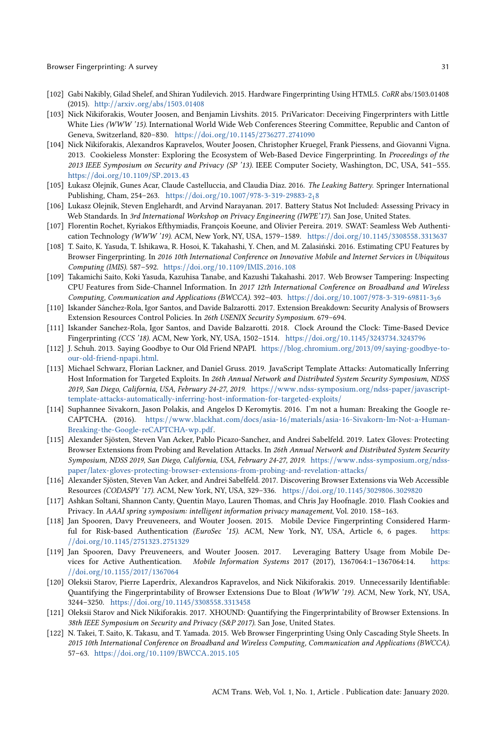- [102] Gabi Nakibly, Gilad Shelef, and Shiran Yudilevich. 2015. Hardware Fingerprinting Using HTML5. *CoRR* abs/1503.01408 (2015). http://arxiv.org/abs/1503.01408
- [103] Nick Nikiforakis, Wouter Joosen, and Benjamin Livshits. 2015. PriVaricator: Deceiving Fingerprinters with Little White Lies *(WWW '15)*. International World Wide Web Conferences Steering Committee, Republic and Canton of Geneva, Switzerland, 820–830. https://doi.org/10.1145/2736277.2741090
- [104] Nick Nikiforakis, Alexandros Kapravelos, Wouter Joosen, Christopher Kruegel, Frank Piessens, and Giovanni Vigna. 2013. Cookieless Monster: Exploring the Ecosystem of Web-Based Device Fingerprinting. In *Proceedings of the 2013 IEEE Symposium on Security and Privacy (SP '13)*. IEEE Computer Society, Washington, DC, USA, 541–555. https://doi.org/10.1109/SP.2013.43
- [105] Łukasz Olejnik, Gunes Acar, Claude Castelluccia, and Claudia Diaz. 2016. *The Leaking Battery.* Springer International Publishing, Cham, 254–263. https://doi.org/10.1007/978-3-319-29883-2_18
- [106] Lukasz Olejnik, Steven Englehardt, and Arvind Narayanan. 2017. Battery Status Not Included: Assessing Privacy in Web Standards. In *3rd International Workshop on Privacy Engineering (IWPE'17)*. San Jose, United States.
- [107] Florentin Rochet, Kyriakos Efthymiadis, François Koeune, and Olivier Pereira. 2019. SWAT: Seamless Web Authentication Technology *(WWW '19)*. ACM, New York, NY, USA, 1579–1589. https://doi.org/10.1145/3308558.3313637
- [108] T. Saito, K. Yasuda, T. Ishikawa, R. Hosoi, K. Takahashi, Y. Chen, and M. Zalasiński. 2016. Estimating CPU Features by Browser Fingerprinting. In *2016 10th International Conference on Innovative Mobile and Internet Services in Ubiquitous Computing (IMIS)*. 587–592. https://doi.org/10.1109/IMIS.2016.108
- [109] Takamichi Saito, Koki Yasuda, Kazuhisa Tanabe, and Kazushi Takahashi. 2017. Web Browser Tampering: Inspecting CPU Features from Side-Channel Information. In *2017 12th International Conference on Broadband and Wireless Computing, Communication and Applications (BWCCA)*. 392–403. https://doi.org/10.1007/978-3-319-69811-3_36
- [110] Iskander Sánchez-Rola, Igor Santos, and Davide Balzarotti. 2017. Extension Breakdown: Security Analysis of Browsers Extension Resources Control Policies. In *26th USENIX Security Symposium*. 679–694.
- [111] Iskander Sanchez-Rola, Igor Santos, and Davide Balzarotti. 2018. Clock Around the Clock: Time-Based Device Fingerprinting *(CCS '18)*. ACM, New York, NY, USA, 1502–1514. https://doi.org/10.1145/3243734.3243796
- [112] J. Schuh. 2013. Saying Goodbye to Our Old Friend NPAPI. https://blog.chromium.org/2013/09/saying-goodbye-to-our-old-friend-npapi.html.
- [113] Michael Schwarz, Florian Lackner, and Daniel Gruss. 2019. JavaScript Template Attacks: Automatically Inferring Host Information for Targeted Exploits. In *26th Annual Network and Distributed System Security Symposium, NDSS 2019, San Diego, California, USA, February 24-27, 2019*. https://www.ndss-symposium.org/ndss-paper/javascript-template-attacks-automatically-inferring-host-information-for-targeted-exploits/
- [114] Suphannee Sivakorn, Jason Polakis, and Angelos D Keromytis. 2016. I'm not a human: Breaking the Google reCAPTCHA. (2016). https://www.blackhat.com/docs/asia-16/materials/asia-16-Sivakorn-Im-Not-a-Human-Breaking-the-Google-reCAPTCHA-wp.pdf.
- [115] Alexander Sjösten, Steven Van Acker, Pablo Picazo-Sanchez, and Andrei Sabelfeld. 2019. Latex Gloves: Protecting Browser Extensions from Probing and Revelation Attacks. In *26th Annual Network and Distributed System Security Symposium, NDSS 2019, San Diego, California, USA, February 24-27, 2019*. https://www.ndss-symposium.org/ndss-paper/latex-gloves-protecting-browser-extensions-from-probing-and-revelation-attacks/
- [116] Alexander Sjösten, Steven Van Acker, and Andrei Sabelfeld. 2017. Discovering Browser Extensions via Web Accessible Resources *(CODASPY '17)*. ACM, New York, NY, USA, 329–336. https://doi.org/10.1145/3029806.3029820
- [117] Ashkan Soltani, Shannon Canty, Quentin Mayo, Lauren Thomas, and Chris Jay Hoofnagle. 2010. Flash Cookies and Privacy. In *AAAI spring symposium: intelligent information privacy management*, Vol. 2010. 158–163.
- [118] Jan Spooren, Davy Preuveneers, and Wouter Joosen. 2015. Mobile Device Fingerprinting Considered Harmful for Risk-based Authentication *(EuroSec '15)*. ACM, New York, NY, USA, Article 6, 6 pages. https://doi.org/10.1145/2751323.2751329
- [119] Jan Spooren, Davy Preuveneers, and Wouter Joosen. 2017. Leveraging Battery Usage from Mobile Devices for Active Authentication. *Mobile Information Systems* 2017 (2017), 1367064:1–1367064:14. https://doi.org/10.1155/2017/1367064
- [120] Oleksii Starov, Pierre Laperdrix, Alexandros Kapravelos, and Nick Nikiforakis. 2019. Unnecessarily Identifiable: Quantifying the Fingerprintability of Browser Extensions Due to Bloat *(WWW '19)*. ACM, New York, NY, USA, 3244–3250. https://doi.org/10.1145/3308558.3313458
- [121] Oleksii Starov and Nick Nikiforakis. 2017. XHOUND: Quantifying the Fingerprintability of Browser Extensions. In *38th IEEE Symposium on Security and Privacy (S&P 2017)*. San Jose, United States.
- [122] N. Takei, T. Saito, K. Takasu, and T. Yamada. 2015. Web Browser Fingerprinting Using Only Cascading Style Sheets. In *2015 10th International Conference on Broadband and Wireless Computing, Communication and Applications (BWCCA)*. 57–63. https://doi.org/10.1109/BWCCA.2015.105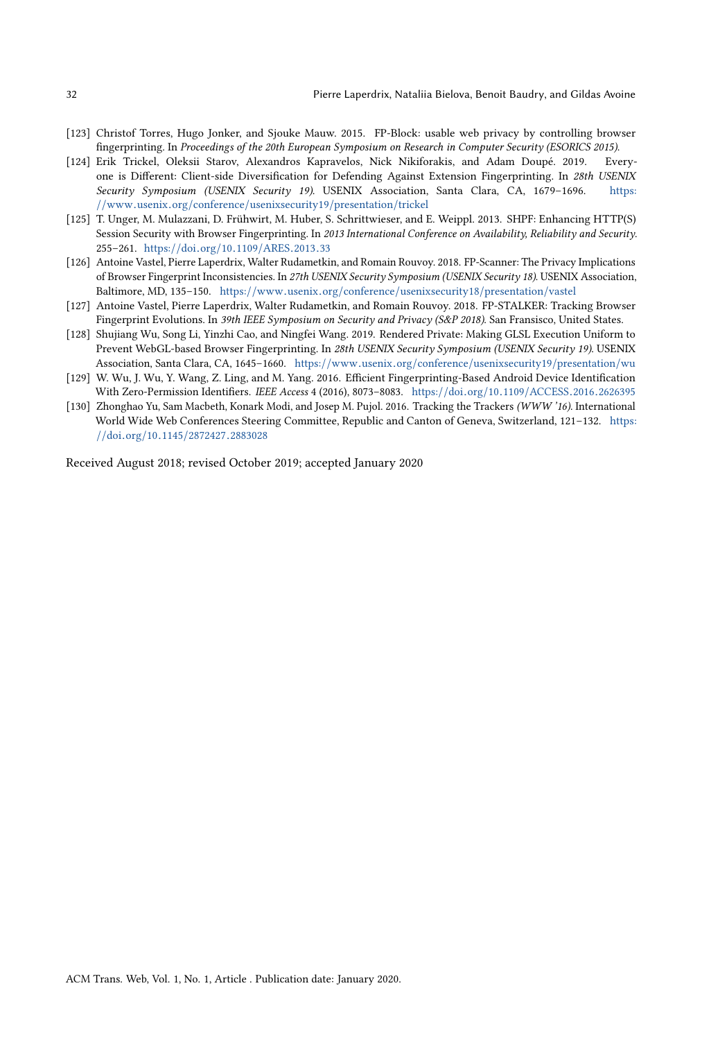[123] Christof Torres, Hugo Jonker, and Sjouke Mauw. 2015. FP-Block: usable web privacy by controlling browser fingerprinting. In *Proceedings of the 20th European Symposium on Research in Computer Security (ESORICS 2015)*.

[124] Erik Trickel, Oleksii Starov, Alexandros Kapravelos, Nick Nikiforakis, and Adam Doupé. 2019. Everyone is Different: Client-side Diversification for Defending Against Extension Fingerprinting. In *28th USENIX Security Symposium (USENIX Security 19)*. USENIX Association, Santa Clara, CA, 1679–1696. https://www.usenix.org/conference/usenixsecurity19/presentation/trickel

[125] T. Unger, M. Mulazzani, D. Frühwirt, M. Huber, S. Schrittwieser, and E. Weippl. 2013. SHPF: Enhancing HTTP(S) Session Security with Browser Fingerprinting. In *2013 International Conference on Availability, Reliability and Security*. 255–261. https://doi.org/10.1109/ARES.2013.33

[126] Antoine Vastel, Pierre Laperdrix, Walter Rudametkin, and Romain Rouvoy. 2018. FP-Scanner: The Privacy Implications of Browser Fingerprint Inconsistencies. In *27th USENIX Security Symposium (USENIX Security 18)*. USENIX Association, Baltimore, MD, 135–150. https://www.usenix.org/conference/usenixsecurity18/presentation/vastel

[127] Antoine Vastel, Pierre Laperdrix, Walter Rudametkin, and Romain Rouvoy. 2018. FP-STALKER: Tracking Browser Fingerprint Evolutions. In *39th IEEE Symposium on Security and Privacy (S&P 2018)*. San Fransisco, United States.

[128] Shujiang Wu, Song Li, Yinzhi Cao, and Ningfei Wang. 2019. Rendered Private: Making GLSL Execution Uniform to Prevent WebGL-based Browser Fingerprinting. In *28th USENIX Security Symposium (USENIX Security 19)*. USENIX Association, Santa Clara, CA, 1645–1660. https://www.usenix.org/conference/usenixsecurity19/presentation/wu

[129] W. Wu, J. Wu, Y. Wang, Z. Ling, and M. Yang. 2016. Efficient Fingerprinting-Based Android Device Identification With Zero-Permission Identifiers. *IEEE Access* 4 (2016), 8073–8083. https://doi.org/10.1109/ACCESS.2016.2626395

[130] Zhonghao Yu, Sam Macbeth, Konark Modi, and Josep M. Pujol. 2016. Tracking the Trackers *(WWW '16)*. International World Wide Web Conferences Steering Committee, Republic and Canton of Geneva, Switzerland, 121–132. https://doi.org/10.1145/2872427.2883028

Received August 2018; revised October 2019; accepted January 2020